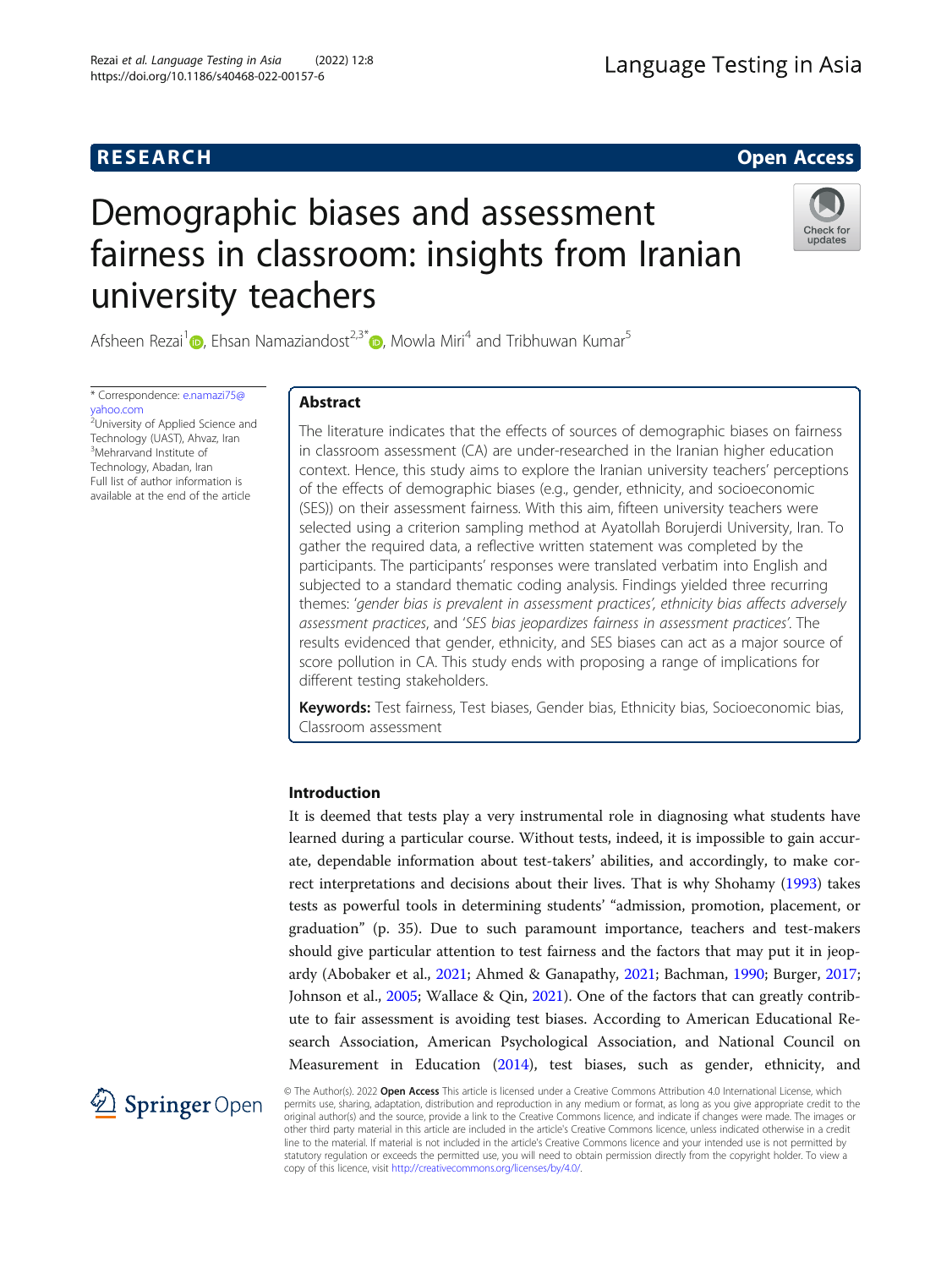RESEARCH

Open Access

# Demographic biases and assessment fairness in classroom: insights from Iranian university teachers

Afsheen Rezai[1], Ehsan Namaziandost[2,3*], Mowla Miri[4] and Tribhuwan Kumar[5]

\* Correspondence: e.namazi75@yahoo.com
[2]University of Applied Science and Technology (UAST), Ahvaz, Iran
[3]Mehrarvand Institute of Technology, Abadan, Iran
Full list of author information is available at the end of the article

## Abstract

The literature indicates that the effects of sources of demographic biases on fairness in classroom assessment (CA) are under-researched in the Iranian higher education context. Hence, this study aims to explore the Iranian university teachers' perceptions of the effects of demographic biases (e.g., gender, ethnicity, and socioeconomic (SES)) on their assessment fairness. With this aim, fifteen university teachers were selected using a criterion sampling method at Ayatollah Borujerdi University, Iran. To gather the required data, a reflective written statement was completed by the participants. The participants' responses were translated verbatim into English and subjected to a standard thematic coding analysis. Findings yielded three recurring themes: *'gender bias is prevalent in assessment practices', ethnicity bias affects adversely assessment practices*, and *'SES bias jeopardizes fairness in assessment practices'*. The results evidenced that gender, ethnicity, and SES biases can act as a major source of score pollution in CA. This study ends with proposing a range of implications for different testing stakeholders.

**Keywords:** Test fairness, Test biases, Gender bias, Ethnicity bias, Socioeconomic bias, Classroom assessment

## Introduction

It is deemed that tests play a very instrumental role in diagnosing what students have learned during a particular course. Without tests, indeed, it is impossible to gain accurate, dependable information about test-takers' abilities, and accordingly, to make correct interpretations and decisions about their lives. That is why Shohamy (1993) takes tests as powerful tools in determining students' "admission, promotion, placement, or graduation" (p. 35). Due to such paramount importance, teachers and test-makers should give particular attention to test fairness and the factors that may put it in jeopardy (Abobaker et al., 2021; Ahmed & Ganapathy, 2021; Bachman, 1990; Burger, 2017; Johnson et al., 2005; Wallace & Qin, 2021). One of the factors that can greatly contribute to fair assessment is avoiding test biases. According to American Educational Research Association, American Psychological Association, and National Council on Measurement in Education (2014), test biases, such as gender, ethnicity, and

© The Author(s). 2022 **Open Access** This article is licensed under a Creative Commons Attribution 4.0 International License, which permits use, sharing, adaptation, distribution and reproduction in any medium or format, as long as you give appropriate credit to the original author(s) and the source, provide a link to the Creative Commons licence, and indicate if changes were made. The images or other third party material in this article are included in the article's Creative Commons licence, unless indicated otherwise in a credit line to the material. If material is not included in the article's Creative Commons licence and your intended use is not permitted by statutory regulation or exceeds the permitted use, you will need to obtain permission directly from the copyright holder. To view a copy of this licence, visit http://creativecommons.org/licenses/by/4.0/.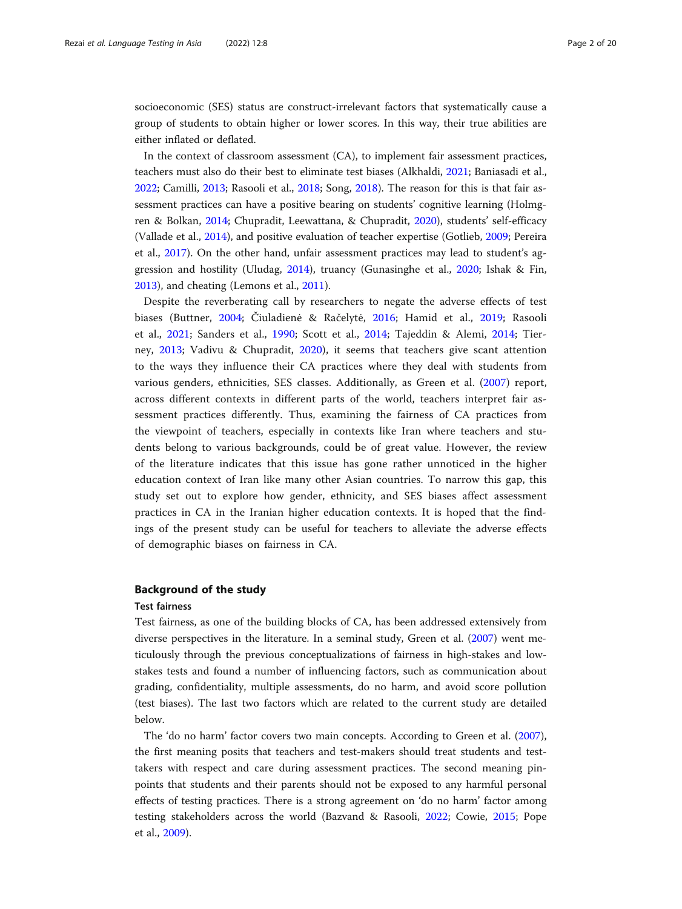socioeconomic (SES) status are construct-irrelevant factors that systematically cause a group of students to obtain higher or lower scores. In this way, their true abilities are either inflated or deflated.

In the context of classroom assessment (CA), to implement fair assessment practices, teachers must also do their best to eliminate test biases (Alkhaldi, 2021; Baniasadi et al., 2022; Camilli, 2013; Rasooli et al., 2018; Song, 2018). The reason for this is that fair assessment practices can have a positive bearing on students' cognitive learning (Holmgren & Bolkan, 2014; Chupradit, Leewattana, & Chupradit, 2020), students' self-efficacy (Vallade et al., 2014), and positive evaluation of teacher expertise (Gotlieb, 2009; Pereira et al., 2017). On the other hand, unfair assessment practices may lead to student's aggression and hostility (Uludag, 2014), truancy (Gunasinghe et al., 2020; Ishak & Fin, 2013), and cheating (Lemons et al., 2011).

Despite the reverberating call by researchers to negate the adverse effects of test biases (Buttner, 2004; Čiuladienė & Račelytė, 2016; Hamid et al., 2019; Rasooli et al., 2021; Sanders et al., 1990; Scott et al., 2014; Tajeddin & Alemi, 2014; Tierney, 2013; Vadivu & Chupradit, 2020), it seems that teachers give scant attention to the ways they influence their CA practices where they deal with students from various genders, ethnicities, SES classes. Additionally, as Green et al. (2007) report, across different contexts in different parts of the world, teachers interpret fair assessment practices differently. Thus, examining the fairness of CA practices from the viewpoint of teachers, especially in contexts like Iran where teachers and students belong to various backgrounds, could be of great value. However, the review of the literature indicates that this issue has gone rather unnoticed in the higher education context of Iran like many other Asian countries. To narrow this gap, this study set out to explore how gender, ethnicity, and SES biases affect assessment practices in CA in the Iranian higher education contexts. It is hoped that the findings of the present study can be useful for teachers to alleviate the adverse effects of demographic biases on fairness in CA.

## Background of the study

### Test fairness

Test fairness, as one of the building blocks of CA, has been addressed extensively from diverse perspectives in the literature. In a seminal study, Green et al. (2007) went meticulously through the previous conceptualizations of fairness in high-stakes and low-stakes tests and found a number of influencing factors, such as communication about grading, confidentiality, multiple assessments, do no harm, and avoid score pollution (test biases). The last two factors which are related to the current study are detailed below.

The 'do no harm' factor covers two main concepts. According to Green et al. (2007), the first meaning posits that teachers and test-makers should treat students and test-takers with respect and care during assessment practices. The second meaning pinpoints that students and their parents should not be exposed to any harmful personal effects of testing practices. There is a strong agreement on 'do no harm' factor among testing stakeholders across the world (Bazvand & Rasooli, 2022; Cowie, 2015; Pope et al., 2009).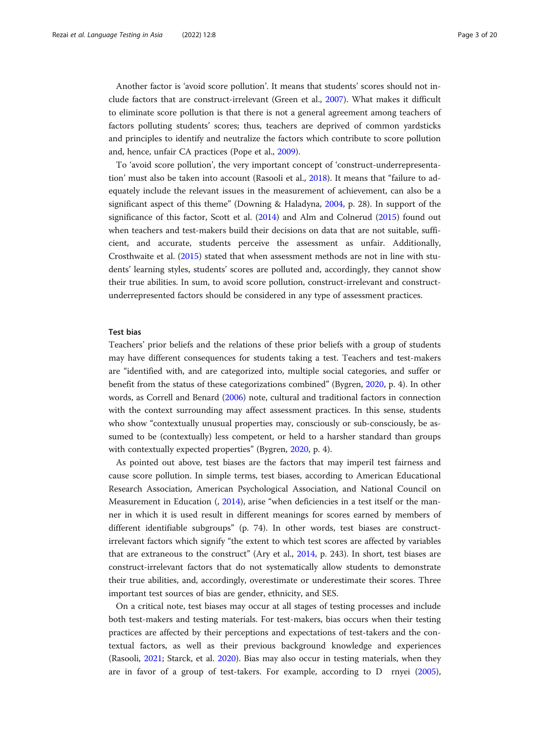Another factor is 'avoid score pollution'. It means that students' scores should not include factors that are construct-irrelevant (Green et al., 2007). What makes it difficult to eliminate score pollution is that there is not a general agreement among teachers of factors polluting students' scores; thus, teachers are deprived of common yardsticks and principles to identify and neutralize the factors which contribute to score pollution and, hence, unfair CA practices (Pope et al., 2009).

To 'avoid score pollution', the very important concept of 'construct-underrepresentation' must also be taken into account (Rasooli et al., 2018). It means that "failure to adequately include the relevant issues in the measurement of achievement, can also be a significant aspect of this theme" (Downing & Haladyna, 2004, p. 28). In support of the significance of this factor, Scott et al. (2014) and Alm and Colnerud (2015) found out when teachers and test-makers build their decisions on data that are not suitable, sufficient, and accurate, students perceive the assessment as unfair. Additionally, Crosthwaite et al. (2015) stated that when assessment methods are not in line with students' learning styles, students' scores are polluted and, accordingly, they cannot show their true abilities. In sum, to avoid score pollution, construct-irrelevant and construct-underrepresented factors should be considered in any type of assessment practices.

### Test bias

Teachers' prior beliefs and the relations of these prior beliefs with a group of students may have different consequences for students taking a test. Teachers and test-makers are "identified with, and are categorized into, multiple social categories, and suffer or benefit from the status of these categorizations combined" (Bygren, 2020, p. 4). In other words, as Correll and Benard (2006) note, cultural and traditional factors in connection with the context surrounding may affect assessment practices. In this sense, students who show "contextually unusual properties may, consciously or sub-consciously, be assumed to be (contextually) less competent, or held to a harsher standard than groups with contextually expected properties" (Bygren, 2020, p. 4).

As pointed out above, test biases are the factors that may imperil test fairness and cause score pollution. In simple terms, test biases, according to American Educational Research Association, American Psychological Association, and National Council on Measurement in Education (, 2014), arise "when deficiencies in a test itself or the manner in which it is used result in different meanings for scores earned by members of different identifiable subgroups" (p. 74). In other words, test biases are construct-irrelevant factors which signify "the extent to which test scores are affected by variables that are extraneous to the construct" (Ary et al., 2014, p. 243). In short, test biases are construct-irrelevant factors that do not systematically allow students to demonstrate their true abilities, and, accordingly, overestimate or underestimate their scores. Three important test sources of bias are gender, ethnicity, and SES.

On a critical note, test biases may occur at all stages of testing processes and include both test-makers and testing materials. For test-makers, bias occurs when their testing practices are affected by their perceptions and expectations of test-takers and the contextual factors, as well as their previous background knowledge and experiences (Rasooli, 2021; Starck, et al. 2020). Bias may also occur in testing materials, when they are in favor of a group of test-takers. For example, according to D rnyei (2005),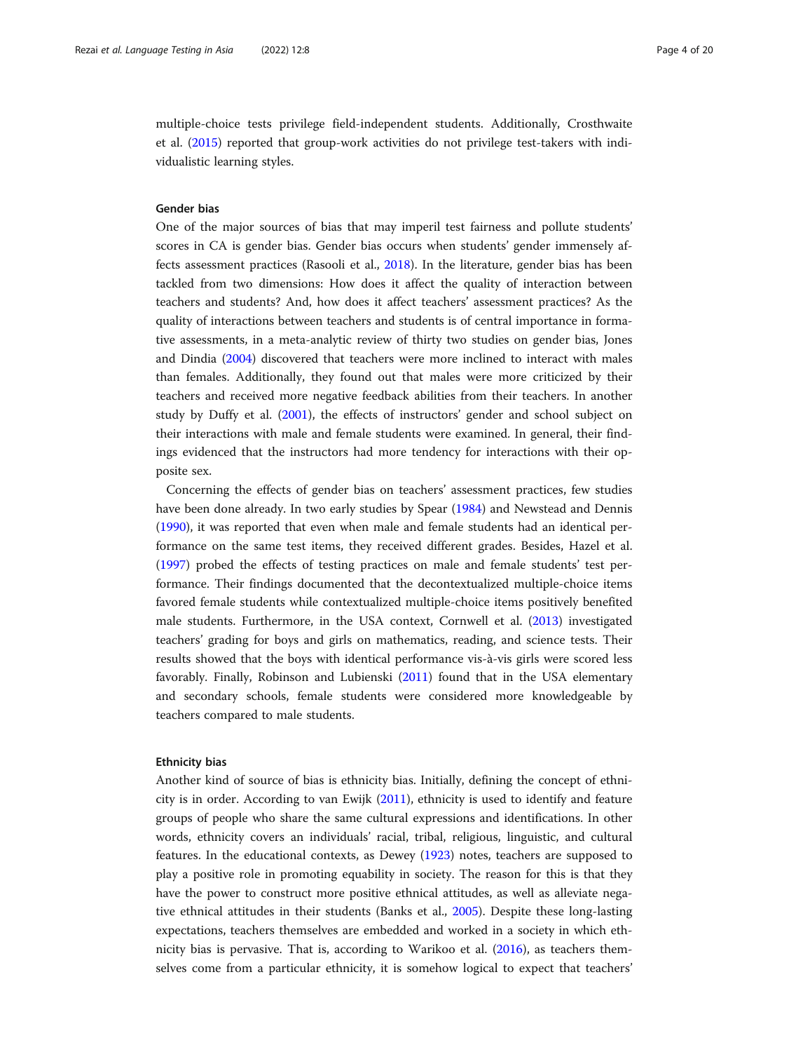multiple-choice tests privilege field-independent students. Additionally, Crosthwaite et al. (2015) reported that group-work activities do not privilege test-takers with individualistic learning styles.

### Gender bias

One of the major sources of bias that may imperil test fairness and pollute students' scores in CA is gender bias. Gender bias occurs when students' gender immensely affects assessment practices (Rasooli et al., 2018). In the literature, gender bias has been tackled from two dimensions: How does it affect the quality of interaction between teachers and students? And, how does it affect teachers' assessment practices? As the quality of interactions between teachers and students is of central importance in formative assessments, in a meta-analytic review of thirty two studies on gender bias, Jones and Dindia (2004) discovered that teachers were more inclined to interact with males than females. Additionally, they found out that males were more criticized by their teachers and received more negative feedback abilities from their teachers. In another study by Duffy et al. (2001), the effects of instructors' gender and school subject on their interactions with male and female students were examined. In general, their findings evidenced that the instructors had more tendency for interactions with their opposite sex.

Concerning the effects of gender bias on teachers' assessment practices, few studies have been done already. In two early studies by Spear (1984) and Newstead and Dennis (1990), it was reported that even when male and female students had an identical performance on the same test items, they received different grades. Besides, Hazel et al. (1997) probed the effects of testing practices on male and female students' test performance. Their findings documented that the decontextualized multiple-choice items favored female students while contextualized multiple-choice items positively benefited male students. Furthermore, in the USA context, Cornwell et al. (2013) investigated teachers' grading for boys and girls on mathematics, reading, and science tests. Their results showed that the boys with identical performance vis-à-vis girls were scored less favorably. Finally, Robinson and Lubienski (2011) found that in the USA elementary and secondary schools, female students were considered more knowledgeable by teachers compared to male students.

### Ethnicity bias

Another kind of source of bias is ethnicity bias. Initially, defining the concept of ethnicity is in order. According to van Ewijk (2011), ethnicity is used to identify and feature groups of people who share the same cultural expressions and identifications. In other words, ethnicity covers an individuals' racial, tribal, religious, linguistic, and cultural features. In the educational contexts, as Dewey (1923) notes, teachers are supposed to play a positive role in promoting equability in society. The reason for this is that they have the power to construct more positive ethnical attitudes, as well as alleviate negative ethnical attitudes in their students (Banks et al., 2005). Despite these long-lasting expectations, teachers themselves are embedded and worked in a society in which ethnicity bias is pervasive. That is, according to Warikoo et al. (2016), as teachers themselves come from a particular ethnicity, it is somehow logical to expect that teachers'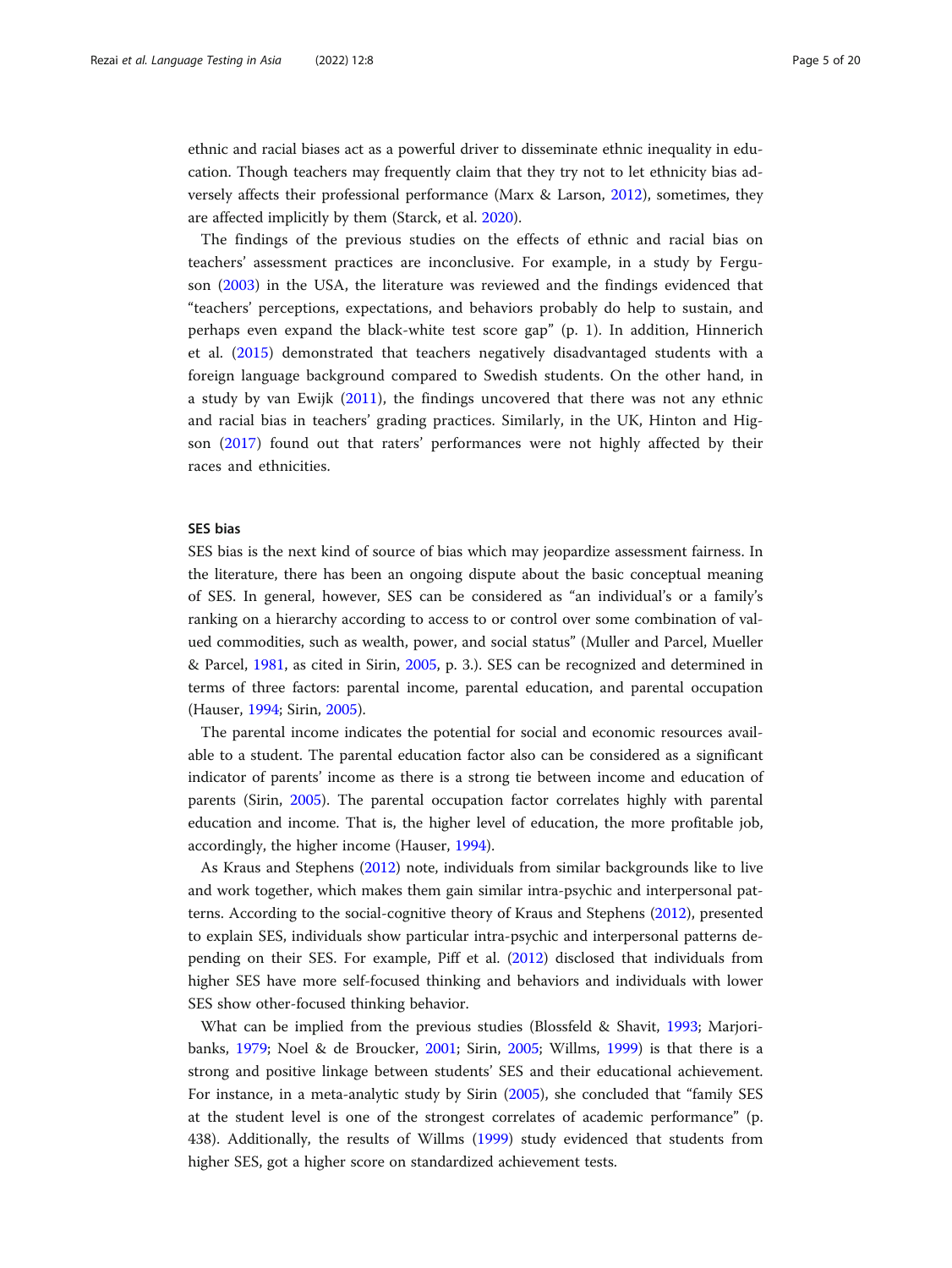ethnic and racial biases act as a powerful driver to disseminate ethnic inequality in education. Though teachers may frequently claim that they try not to let ethnicity bias adversely affects their professional performance (Marx & Larson, 2012), sometimes, they are affected implicitly by them (Starck, et al. 2020).

The findings of the previous studies on the effects of ethnic and racial bias on teachers' assessment practices are inconclusive. For example, in a study by Ferguson (2003) in the USA, the literature was reviewed and the findings evidenced that "teachers' perceptions, expectations, and behaviors probably do help to sustain, and perhaps even expand the black-white test score gap" (p. 1). In addition, Hinnerich et al. (2015) demonstrated that teachers negatively disadvantaged students with a foreign language background compared to Swedish students. On the other hand, in a study by van Ewijk (2011), the findings uncovered that there was not any ethnic and racial bias in teachers' grading practices. Similarly, in the UK, Hinton and Higson (2017) found out that raters' performances were not highly affected by their races and ethnicities.

### SES bias

SES bias is the next kind of source of bias which may jeopardize assessment fairness. In the literature, there has been an ongoing dispute about the basic conceptual meaning of SES. In general, however, SES can be considered as "an individual's or a family's ranking on a hierarchy according to access to or control over some combination of valued commodities, such as wealth, power, and social status" (Muller and Parcel, Mueller & Parcel, 1981, as cited in Sirin, 2005, p. 3.). SES can be recognized and determined in terms of three factors: parental income, parental education, and parental occupation (Hauser, 1994; Sirin, 2005).

The parental income indicates the potential for social and economic resources available to a student. The parental education factor also can be considered as a significant indicator of parents' income as there is a strong tie between income and education of parents (Sirin, 2005). The parental occupation factor correlates highly with parental education and income. That is, the higher level of education, the more profitable job, accordingly, the higher income (Hauser, 1994).

As Kraus and Stephens (2012) note, individuals from similar backgrounds like to live and work together, which makes them gain similar intra-psychic and interpersonal patterns. According to the social-cognitive theory of Kraus and Stephens (2012), presented to explain SES, individuals show particular intra-psychic and interpersonal patterns depending on their SES. For example, Piff et al. (2012) disclosed that individuals from higher SES have more self-focused thinking and behaviors and individuals with lower SES show other-focused thinking behavior.

What can be implied from the previous studies (Blossfeld & Shavit, 1993; Marjoribanks, 1979; Noel & de Broucker, 2001; Sirin, 2005; Willms, 1999) is that there is a strong and positive linkage between students' SES and their educational achievement. For instance, in a meta-analytic study by Sirin (2005), she concluded that "family SES at the student level is one of the strongest correlates of academic performance" (p. 438). Additionally, the results of Willms (1999) study evidenced that students from higher SES, got a higher score on standardized achievement tests.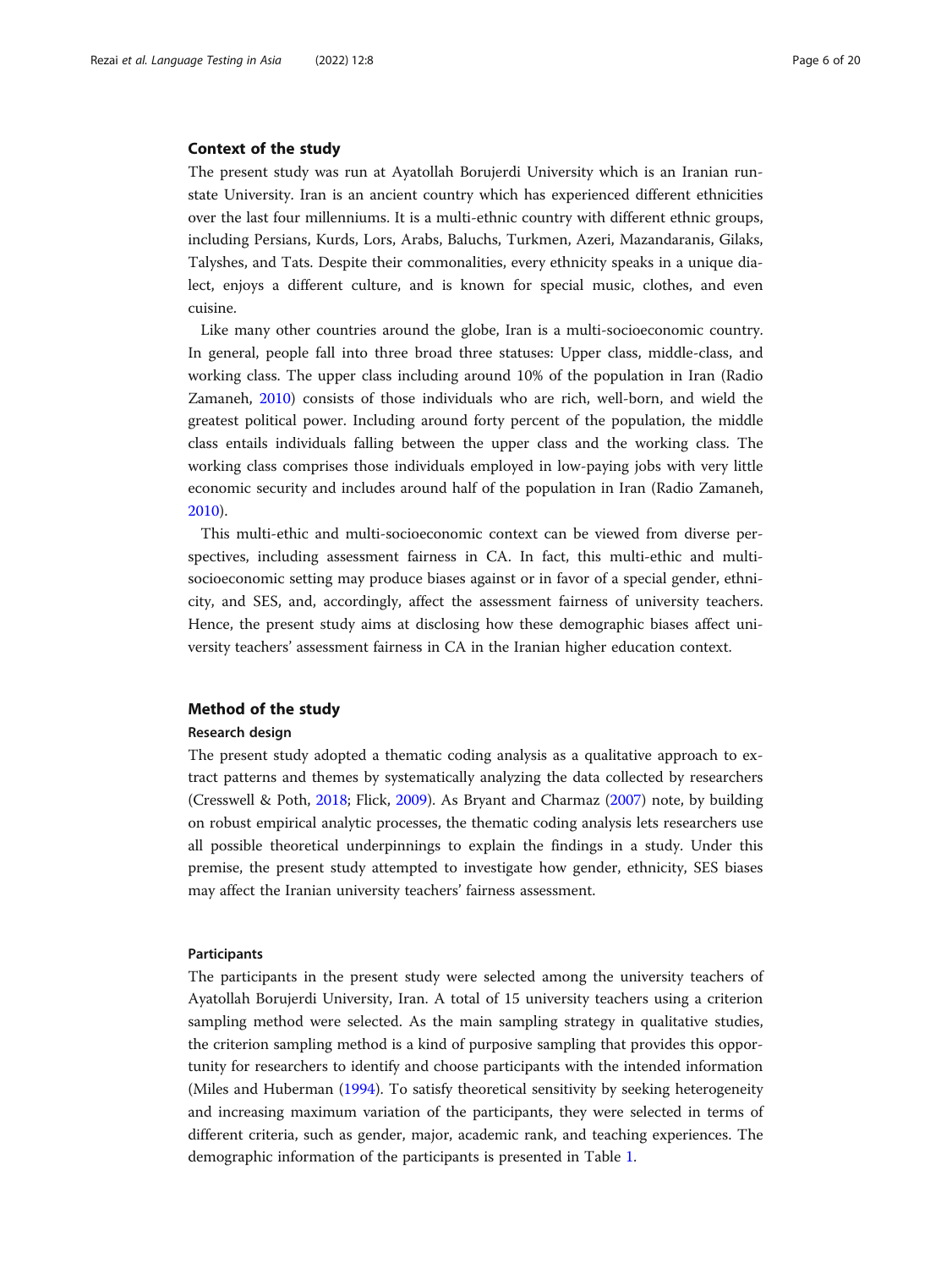## Context of the study

The present study was run at Ayatollah Borujerdi University which is an Iranian run-state University. Iran is an ancient country which has experienced different ethnicities over the last four millenniums. It is a multi-ethnic country with different ethnic groups, including Persians, Kurds, Lors, Arabs, Baluchs, Turkmen, Azeri, Mazandaranis, Gilaks, Talyshes, and Tats. Despite their commonalities, every ethnicity speaks in a unique dialect, enjoys a different culture, and is known for special music, clothes, and even cuisine.

Like many other countries around the globe, Iran is a multi-socioeconomic country. In general, people fall into three broad three statuses: Upper class, middle-class, and working class. The upper class including around 10% of the population in Iran (Radio Zamaneh, 2010) consists of those individuals who are rich, well-born, and wield the greatest political power. Including around forty percent of the population, the middle class entails individuals falling between the upper class and the working class. The working class comprises those individuals employed in low-paying jobs with very little economic security and includes around half of the population in Iran (Radio Zamaneh, 2010).

This multi-ethic and multi-socioeconomic context can be viewed from diverse perspectives, including assessment fairness in CA. In fact, this multi-ethic and multi-socioeconomic setting may produce biases against or in favor of a special gender, ethnicity, and SES, and, accordingly, affect the assessment fairness of university teachers. Hence, the present study aims at disclosing how these demographic biases affect university teachers' assessment fairness in CA in the Iranian higher education context.

## Method of the study

### Research design

The present study adopted a thematic coding analysis as a qualitative approach to extract patterns and themes by systematically analyzing the data collected by researchers (Cresswell & Poth, 2018; Flick, 2009). As Bryant and Charmaz (2007) note, by building on robust empirical analytic processes, the thematic coding analysis lets researchers use all possible theoretical underpinnings to explain the findings in a study. Under this premise, the present study attempted to investigate how gender, ethnicity, SES biases may affect the Iranian university teachers' fairness assessment.

### Participants

The participants in the present study were selected among the university teachers of Ayatollah Borujerdi University, Iran. A total of 15 university teachers using a criterion sampling method were selected. As the main sampling strategy in qualitative studies, the criterion sampling method is a kind of purposive sampling that provides this opportunity for researchers to identify and choose participants with the intended information (Miles and Huberman (1994). To satisfy theoretical sensitivity by seeking heterogeneity and increasing maximum variation of the participants, they were selected in terms of different criteria, such as gender, major, academic rank, and teaching experiences. The demographic information of the participants is presented in Table 1.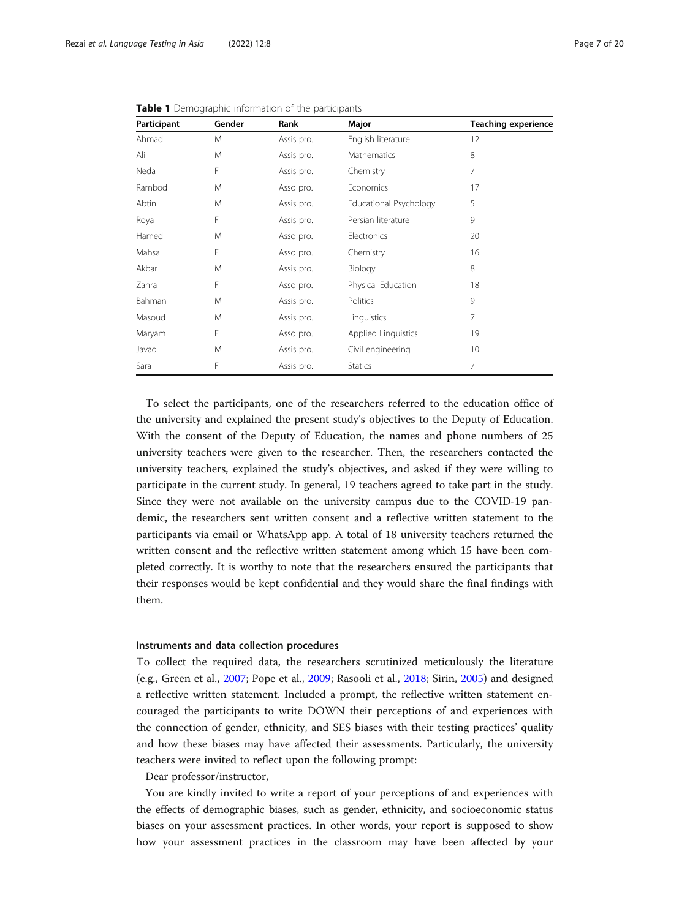**Table 1** Demographic information of the participants

| Participant | Gender | Rank | Major | Teaching experience |
|---|---|---|---|---|
| Ahmad | M | Assis pro. | English literature | 12 |
| Ali | M | Assis pro. | Mathematics | 8 |
| Neda | F | Assis pro. | Chemistry | 7 |
| Rambod | M | Asso pro. | Economics | 17 |
| Abtin | M | Assis pro. | Educational Psychology | 5 |
| Roya | F | Assis pro. | Persian literature | 9 |
| Hamed | M | Asso pro. | Electronics | 20 |
| Mahsa | F | Asso pro. | Chemistry | 16 |
| Akbar | M | Assis pro. | Biology | 8 |
| Zahra | F | Asso pro. | Physical Education | 18 |
| Bahman | M | Assis pro. | Politics | 9 |
| Masoud | M | Assis pro. | Linguistics | 7 |
| Maryam | F | Asso pro. | Applied Linguistics | 19 |
| Javad | M | Assis pro. | Civil engineering | 10 |
| Sara | F | Assis pro. | Statics | 7 |

To select the participants, one of the researchers referred to the education office of the university and explained the present study's objectives to the Deputy of Education. With the consent of the Deputy of Education, the names and phone numbers of 25 university teachers were given to the researcher. Then, the researchers contacted the university teachers, explained the study's objectives, and asked if they were willing to participate in the current study. In general, 19 teachers agreed to take part in the study. Since they were not available on the university campus due to the COVID-19 pandemic, the researchers sent written consent and a reflective written statement to the participants via email or WhatsApp app. A total of 18 university teachers returned the written consent and the reflective written statement among which 15 have been completed correctly. It is worthy to note that the researchers ensured the participants that their responses would be kept confidential and they would share the final findings with them.

#### Instruments and data collection procedures

To collect the required data, the researchers scrutinized meticulously the literature (e.g., Green et al., 2007; Pope et al., 2009; Rasooli et al., 2018; Sirin, 2005) and designed a reflective written statement. Included a prompt, the reflective written statement encouraged the participants to write DOWN their perceptions of and experiences with the connection of gender, ethnicity, and SES biases with their testing practices' quality and how these biases may have affected their assessments. Particularly, the university teachers were invited to reflect upon the following prompt:

Dear professor/instructor,

You are kindly invited to write a report of your perceptions of and experiences with the effects of demographic biases, such as gender, ethnicity, and socioeconomic status biases on your assessment practices. In other words, your report is supposed to show how your assessment practices in the classroom may have been affected by your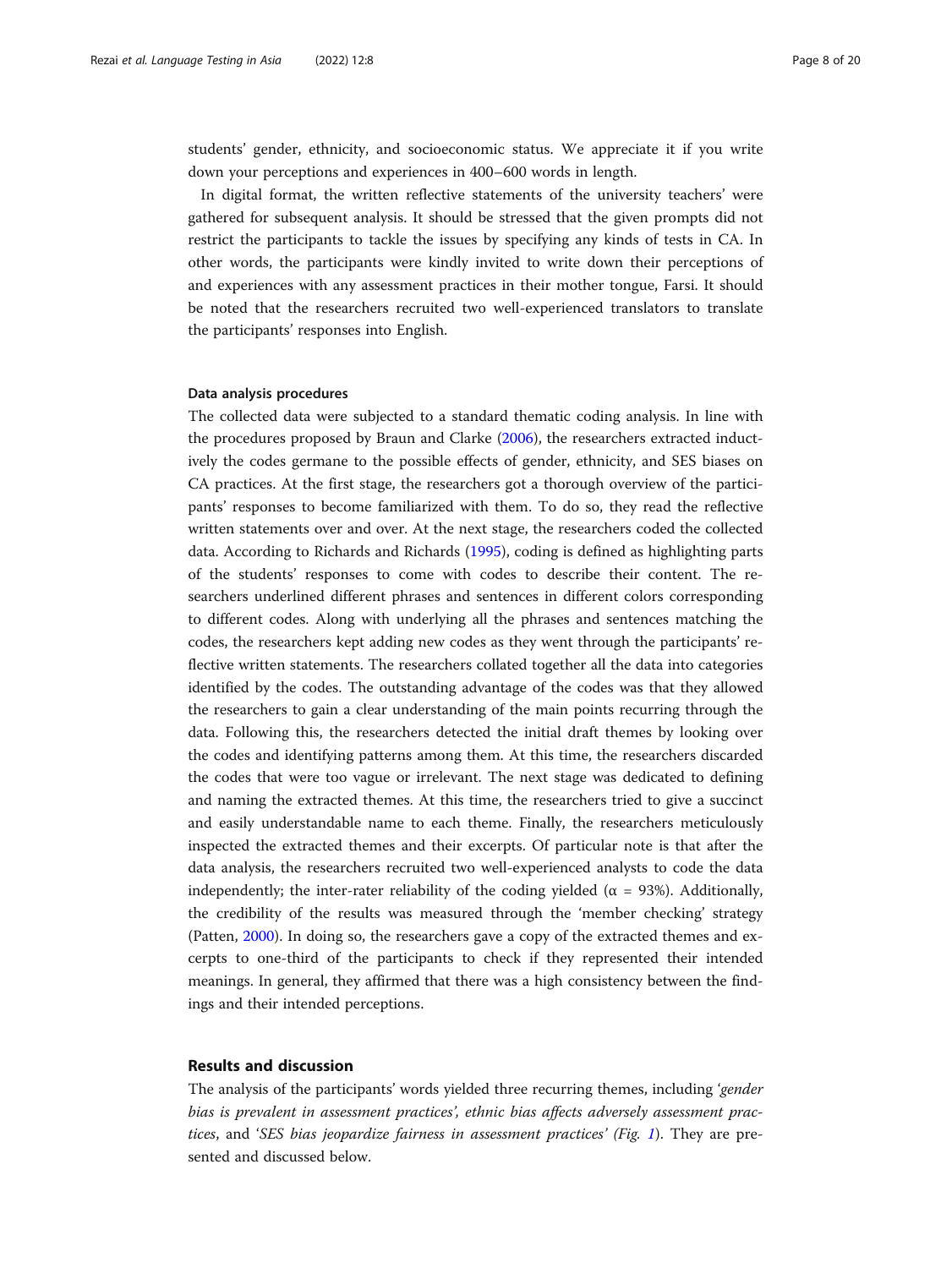students' gender, ethnicity, and socioeconomic status. We appreciate it if you write down your perceptions and experiences in 400–600 words in length.

In digital format, the written reflective statements of the university teachers' were gathered for subsequent analysis. It should be stressed that the given prompts did not restrict the participants to tackle the issues by specifying any kinds of tests in CA. In other words, the participants were kindly invited to write down their perceptions of and experiences with any assessment practices in their mother tongue, Farsi. It should be noted that the researchers recruited two well-experienced translators to translate the participants' responses into English.

#### Data analysis procedures

The collected data were subjected to a standard thematic coding analysis. In line with the procedures proposed by Braun and Clarke (2006), the researchers extracted inductively the codes germane to the possible effects of gender, ethnicity, and SES biases on CA practices. At the first stage, the researchers got a thorough overview of the participants' responses to become familiarized with them. To do so, they read the reflective written statements over and over. At the next stage, the researchers coded the collected data. According to Richards and Richards (1995), coding is defined as highlighting parts of the students' responses to come with codes to describe their content. The researchers underlined different phrases and sentences in different colors corresponding to different codes. Along with underlying all the phrases and sentences matching the codes, the researchers kept adding new codes as they went through the participants' reflective written statements. The researchers collated together all the data into categories identified by the codes. The outstanding advantage of the codes was that they allowed the researchers to gain a clear understanding of the main points recurring through the data. Following this, the researchers detected the initial draft themes by looking over the codes and identifying patterns among them. At this time, the researchers discarded the codes that were too vague or irrelevant. The next stage was dedicated to defining and naming the extracted themes. At this time, the researchers tried to give a succinct and easily understandable name to each theme. Finally, the researchers meticulously inspected the extracted themes and their excerpts. Of particular note is that after the data analysis, the researchers recruited two well-experienced analysts to code the data independently; the inter-rater reliability of the coding yielded ($\alpha$ = 93%). Additionally, the credibility of the results was measured through the 'member checking' strategy (Patten, 2000). In doing so, the researchers gave a copy of the extracted themes and excerpts to one-third of the participants to check if they represented their intended meanings. In general, they affirmed that there was a high consistency between the findings and their intended perceptions.

## Results and discussion

The analysis of the participants' words yielded three recurring themes, including '*gender bias is prevalent in assessment practices', ethnic bias affects adversely assessment practices*, and '*SES bias jeopardize fairness in assessment practices' (Fig. 1)*. They are presented and discussed below.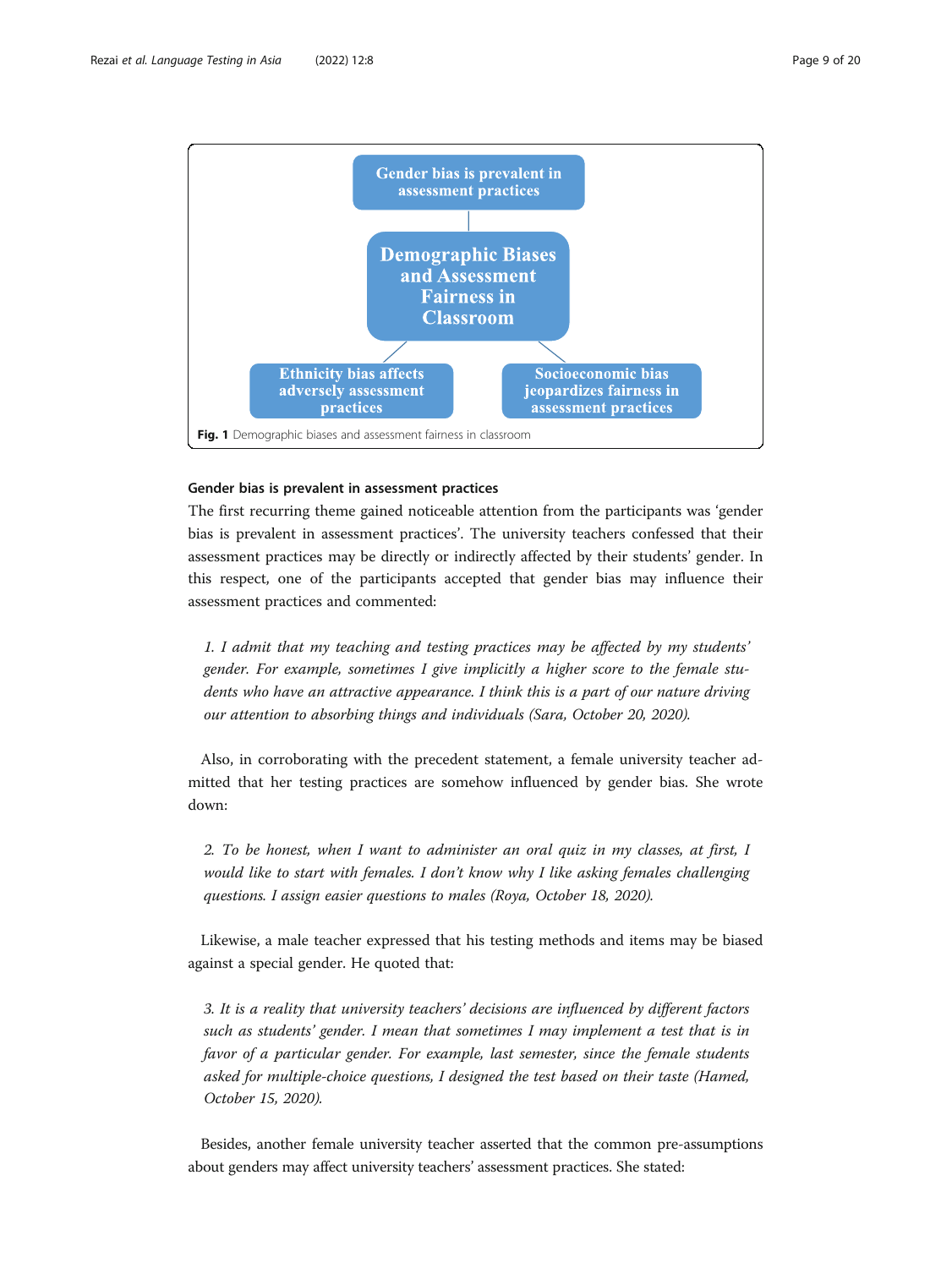**Fig. 1** Demographic biases and assessment fairness in classroom

#### Gender bias is prevalent in assessment practices

The first recurring theme gained noticeable attention from the participants was 'gender bias is prevalent in assessment practices'. The university teachers confessed that their assessment practices may be directly or indirectly affected by their students' gender. In this respect, one of the participants accepted that gender bias may influence their assessment practices and commented:

> *1. I admit that my teaching and testing practices may be affected by my students' gender. For example, sometimes I give implicitly a higher score to the female students who have an attractive appearance. I think this is a part of our nature driving our attention to absorbing things and individuals (Sara, October 20, 2020).*

Also, in corroborating with the precedent statement, a female university teacher admitted that her testing practices are somehow influenced by gender bias. She wrote down:

> *2. To be honest, when I want to administer an oral quiz in my classes, at first, I would like to start with females. I don't know why I like asking females challenging questions. I assign easier questions to males (Roya, October 18, 2020).*

Likewise, a male teacher expressed that his testing methods and items may be biased against a special gender. He quoted that:

> *3. It is a reality that university teachers' decisions are influenced by different factors such as students' gender. I mean that sometimes I may implement a test that is in favor of a particular gender. For example, last semester, since the female students asked for multiple-choice questions, I designed the test based on their taste (Hamed, October 15, 2020).*

Besides, another female university teacher asserted that the common pre-assumptions about genders may affect university teachers' assessment practices. She stated: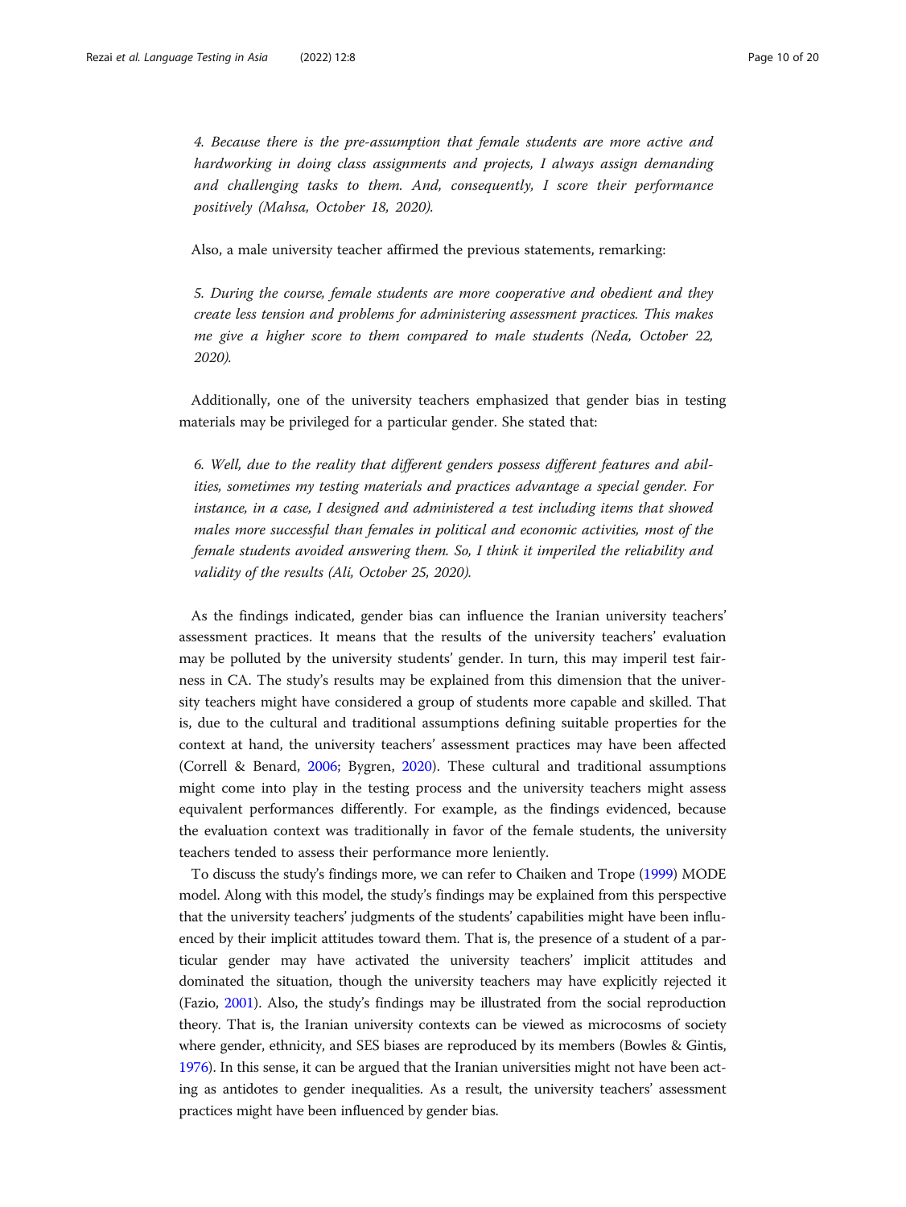*4. Because there is the pre-assumption that female students are more active and hardworking in doing class assignments and projects, I always assign demanding and challenging tasks to them. And, consequently, I score their performance positively (Mahsa, October 18, 2020).*

Also, a male university teacher affirmed the previous statements, remarking:

*5. During the course, female students are more cooperative and obedient and they create less tension and problems for administering assessment practices. This makes me give a higher score to them compared to male students (Neda, October 22, 2020).*

Additionally, one of the university teachers emphasized that gender bias in testing materials may be privileged for a particular gender. She stated that:

*6. Well, due to the reality that different genders possess different features and abilities, sometimes my testing materials and practices advantage a special gender. For instance, in a case, I designed and administered a test including items that showed males more successful than females in political and economic activities, most of the female students avoided answering them. So, I think it imperiled the reliability and validity of the results (Ali, October 25, 2020).*

As the findings indicated, gender bias can influence the Iranian university teachers' assessment practices. It means that the results of the university teachers' evaluation may be polluted by the university students' gender. In turn, this may imperil test fairness in CA. The study's results may be explained from this dimension that the university teachers might have considered a group of students more capable and skilled. That is, due to the cultural and traditional assumptions defining suitable properties for the context at hand, the university teachers' assessment practices may have been affected (Correll & Benard, 2006; Bygren, 2020). These cultural and traditional assumptions might come into play in the testing process and the university teachers might assess equivalent performances differently. For example, as the findings evidenced, because the evaluation context was traditionally in favor of the female students, the university teachers tended to assess their performance more leniently.

To discuss the study's findings more, we can refer to Chaiken and Trope (1999) MODE model. Along with this model, the study's findings may be explained from this perspective that the university teachers' judgments of the students' capabilities might have been influenced by their implicit attitudes toward them. That is, the presence of a student of a particular gender may have activated the university teachers' implicit attitudes and dominated the situation, though the university teachers may have explicitly rejected it (Fazio, 2001). Also, the study's findings may be illustrated from the social reproduction theory. That is, the Iranian university contexts can be viewed as microcosms of society where gender, ethnicity, and SES biases are reproduced by its members (Bowles & Gintis, 1976). In this sense, it can be argued that the Iranian universities might not have been acting as antidotes to gender inequalities. As a result, the university teachers' assessment practices might have been influenced by gender bias.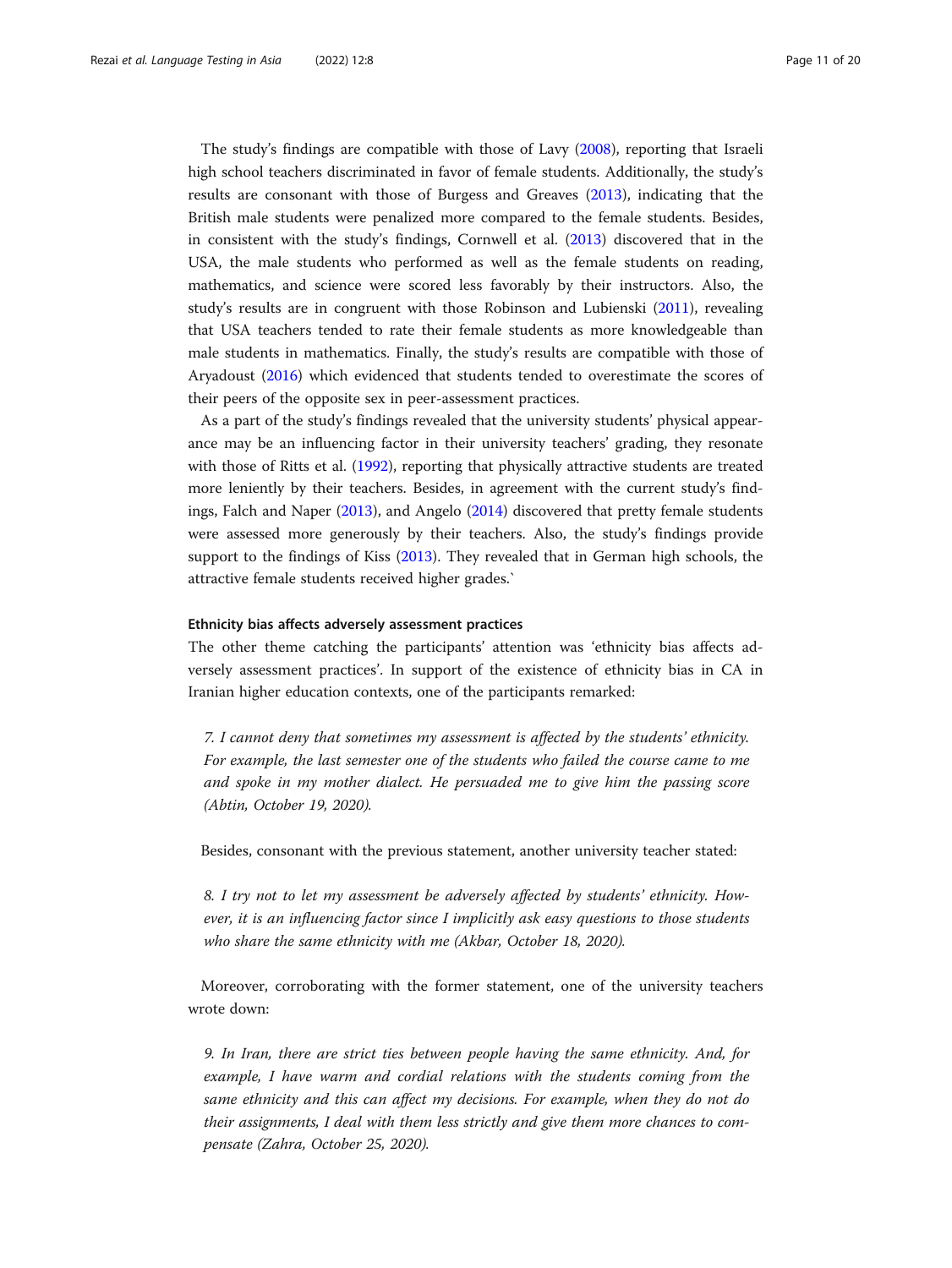The study's findings are compatible with those of Lavy (2008), reporting that Israeli high school teachers discriminated in favor of female students. Additionally, the study's results are consonant with those of Burgess and Greaves (2013), indicating that the British male students were penalized more compared to the female students. Besides, in consistent with the study's findings, Cornwell et al. (2013) discovered that in the USA, the male students who performed as well as the female students on reading, mathematics, and science were scored less favorably by their instructors. Also, the study's results are in congruent with those Robinson and Lubienski (2011), revealing that USA teachers tended to rate their female students as more knowledgeable than male students in mathematics. Finally, the study's results are compatible with those of Aryadoust (2016) which evidenced that students tended to overestimate the scores of their peers of the opposite sex in peer-assessment practices.

As a part of the study's findings revealed that the university students' physical appearance may be an influencing factor in their university teachers' grading, they resonate with those of Ritts et al. (1992), reporting that physically attractive students are treated more leniently by their teachers. Besides, in agreement with the current study's findings, Falch and Naper (2013), and Angelo (2014) discovered that pretty female students were assessed more generously by their teachers. Also, the study's findings provide support to the findings of Kiss (2013). They revealed that in German high schools, the attractive female students received higher grades.`

#### Ethnicity bias affects adversely assessment practices

The other theme catching the participants' attention was 'ethnicity bias affects adversely assessment practices'. In support of the existence of ethnicity bias in CA in Iranian higher education contexts, one of the participants remarked:

> *7. I cannot deny that sometimes my assessment is affected by the students' ethnicity. For example, the last semester one of the students who failed the course came to me and spoke in my mother dialect. He persuaded me to give him the passing score (Abtin, October 19, 2020).*

Besides, consonant with the previous statement, another university teacher stated:

> *8. I try not to let my assessment be adversely affected by students' ethnicity. However, it is an influencing factor since I implicitly ask easy questions to those students who share the same ethnicity with me (Akbar, October 18, 2020).*

Moreover, corroborating with the former statement, one of the university teachers wrote down:

> *9. In Iran, there are strict ties between people having the same ethnicity. And, for example, I have warm and cordial relations with the students coming from the same ethnicity and this can affect my decisions. For example, when they do not do their assignments, I deal with them less strictly and give them more chances to compensate (Zahra, October 25, 2020).*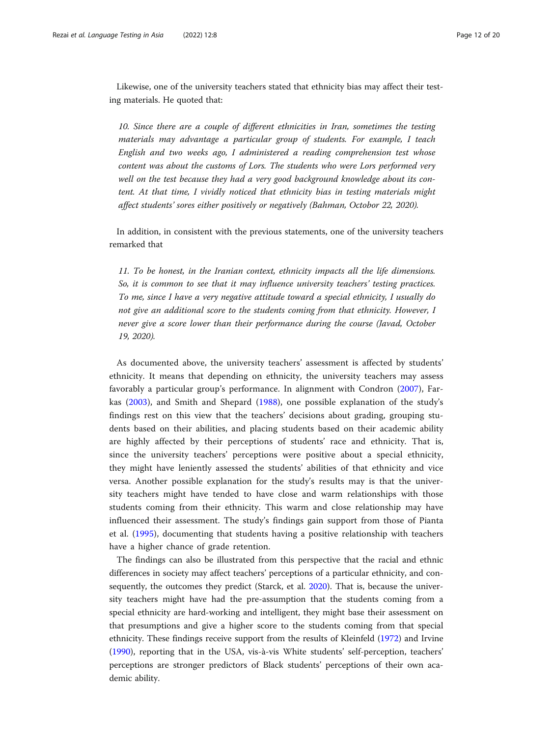Likewise, one of the university teachers stated that ethnicity bias may affect their testing materials. He quoted that:

> *10. Since there are a couple of different ethnicities in Iran, sometimes the testing materials may advantage a particular group of students. For example, I teach English and two weeks ago, I administered a reading comprehension test whose content was about the customs of Lors. The students who were Lors performed very well on the test because they had a very good background knowledge about its content. At that time, I vividly noticed that ethnicity bias in testing materials might affect students' sores either positively or negatively (Bahman, Octobor 22, 2020).*

In addition, in consistent with the previous statements, one of the university teachers remarked that

> *11. To be honest, in the Iranian context, ethnicity impacts all the life dimensions. So, it is common to see that it may influence university teachers' testing practices. To me, since I have a very negative attitude toward a special ethnicity, I usually do not give an additional score to the students coming from that ethnicity. However, I never give a score lower than their performance during the course (Javad, October 19, 2020).*

As documented above, the university teachers' assessment is affected by students' ethnicity. It means that depending on ethnicity, the university teachers may assess favorably a particular group's performance. In alignment with Condron (2007), Farkas (2003), and Smith and Shepard (1988), one possible explanation of the study's findings rest on this view that the teachers' decisions about grading, grouping students based on their abilities, and placing students based on their academic ability are highly affected by their perceptions of students' race and ethnicity. That is, since the university teachers' perceptions were positive about a special ethnicity, they might have leniently assessed the students' abilities of that ethnicity and vice versa. Another possible explanation for the study's results may is that the university teachers might have tended to have close and warm relationships with those students coming from their ethnicity. This warm and close relationship may have influenced their assessment. The study's findings gain support from those of Pianta et al. (1995), documenting that students having a positive relationship with teachers have a higher chance of grade retention.

The findings can also be illustrated from this perspective that the racial and ethnic differences in society may affect teachers' perceptions of a particular ethnicity, and consequently, the outcomes they predict (Starck, et al. 2020). That is, because the university teachers might have had the pre-assumption that the students coming from a special ethnicity are hard-working and intelligent, they might base their assessment on that presumptions and give a higher score to the students coming from that special ethnicity. These findings receive support from the results of Kleinfeld (1972) and Irvine (1990), reporting that in the USA, vis-à-vis White students' self-perception, teachers' perceptions are stronger predictors of Black students' perceptions of their own academic ability.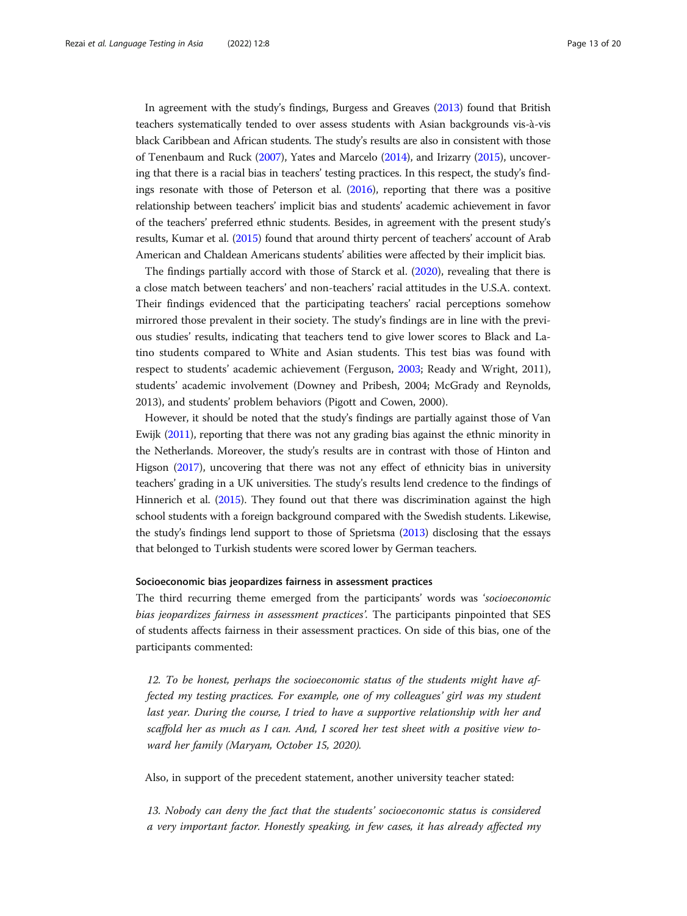In agreement with the study's findings, Burgess and Greaves (2013) found that British teachers systematically tended to over assess students with Asian backgrounds vis-à-vis black Caribbean and African students. The study's results are also in consistent with those of Tenenbaum and Ruck (2007), Yates and Marcelo (2014), and Irizarry (2015), uncovering that there is a racial bias in teachers' testing practices. In this respect, the study's findings resonate with those of Peterson et al. (2016), reporting that there was a positive relationship between teachers' implicit bias and students' academic achievement in favor of the teachers' preferred ethnic students. Besides, in agreement with the present study's results, Kumar et al. (2015) found that around thirty percent of teachers' account of Arab American and Chaldean Americans students' abilities were affected by their implicit bias.

The findings partially accord with those of Starck et al. (2020), revealing that there is a close match between teachers' and non-teachers' racial attitudes in the U.S.A. context. Their findings evidenced that the participating teachers' racial perceptions somehow mirrored those prevalent in their society. The study's findings are in line with the previous studies' results, indicating that teachers tend to give lower scores to Black and Latino students compared to White and Asian students. This test bias was found with respect to students' academic achievement (Ferguson, 2003; Ready and Wright, 2011), students' academic involvement (Downey and Pribesh, 2004; McGrady and Reynolds, 2013), and students' problem behaviors (Pigott and Cowen, 2000).

However, it should be noted that the study's findings are partially against those of Van Ewijk (2011), reporting that there was not any grading bias against the ethnic minority in the Netherlands. Moreover, the study's results are in contrast with those of Hinton and Higson (2017), uncovering that there was not any effect of ethnicity bias in university teachers' grading in a UK universities. The study's results lend credence to the findings of Hinnerich et al. (2015). They found out that there was discrimination against the high school students with a foreign background compared with the Swedish students. Likewise, the study's findings lend support to those of Sprietsma (2013) disclosing that the essays that belonged to Turkish students were scored lower by German teachers.

#### Socioeconomic bias jeopardizes fairness in assessment practices

The third recurring theme emerged from the participants' words was '*socioeconomic bias jeopardizes fairness in assessment practices*'. The participants pinpointed that SES of students affects fairness in their assessment practices. On side of this bias, one of the participants commented:

> *12. To be honest, perhaps the socioeconomic status of the students might have affected my testing practices. For example, one of my colleagues' girl was my student last year. During the course, I tried to have a supportive relationship with her and scaffold her as much as I can. And, I scored her test sheet with a positive view toward her family (Maryam, October 15, 2020).*

Also, in support of the precedent statement, another university teacher stated:

> *13. Nobody can deny the fact that the students' socioeconomic status is considered a very important factor. Honestly speaking, in few cases, it has already affected my*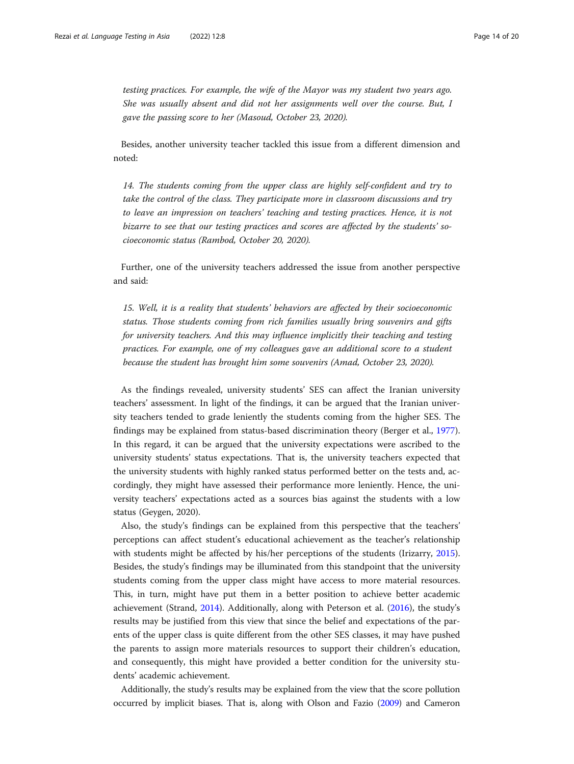*testing practices. For example, the wife of the Mayor was my student two years ago. She was usually absent and did not her assignments well over the course. But, I gave the passing score to her (Masoud, October 23, 2020).*

Besides, another university teacher tackled this issue from a different dimension and noted:

*14. The students coming from the upper class are highly self-confident and try to take the control of the class. They participate more in classroom discussions and try to leave an impression on teachers' teaching and testing practices. Hence, it is not bizarre to see that our testing practices and scores are affected by the students' socioeconomic status (Rambod, October 20, 2020).*

Further, one of the university teachers addressed the issue from another perspective and said:

*15. Well, it is a reality that students' behaviors are affected by their socioeconomic status. Those students coming from rich families usually bring souvenirs and gifts for university teachers. And this may influence implicitly their teaching and testing practices. For example, one of my colleagues gave an additional score to a student because the student has brought him some souvenirs (Amad, October 23, 2020).*

As the findings revealed, university students' SES can affect the Iranian university teachers' assessment. In light of the findings, it can be argued that the Iranian university teachers tended to grade leniently the students coming from the higher SES. The findings may be explained from status-based discrimination theory (Berger et al., 1977). In this regard, it can be argued that the university expectations were ascribed to the university students' status expectations. That is, the university teachers expected that the university students with highly ranked status performed better on the tests and, accordingly, they might have assessed their performance more leniently. Hence, the university teachers' expectations acted as a sources bias against the students with a low status (Geygen, 2020).

Also, the study's findings can be explained from this perspective that the teachers' perceptions can affect student's educational achievement as the teacher's relationship with students might be affected by his/her perceptions of the students (Irizarry, 2015). Besides, the study's findings may be illuminated from this standpoint that the university students coming from the upper class might have access to more material resources. This, in turn, might have put them in a better position to achieve better academic achievement (Strand, 2014). Additionally, along with Peterson et al. (2016), the study's results may be justified from this view that since the belief and expectations of the parents of the upper class is quite different from the other SES classes, it may have pushed the parents to assign more materials resources to support their children's education, and consequently, this might have provided a better condition for the university students' academic achievement.

Additionally, the study's results may be explained from the view that the score pollution occurred by implicit biases. That is, along with Olson and Fazio (2009) and Cameron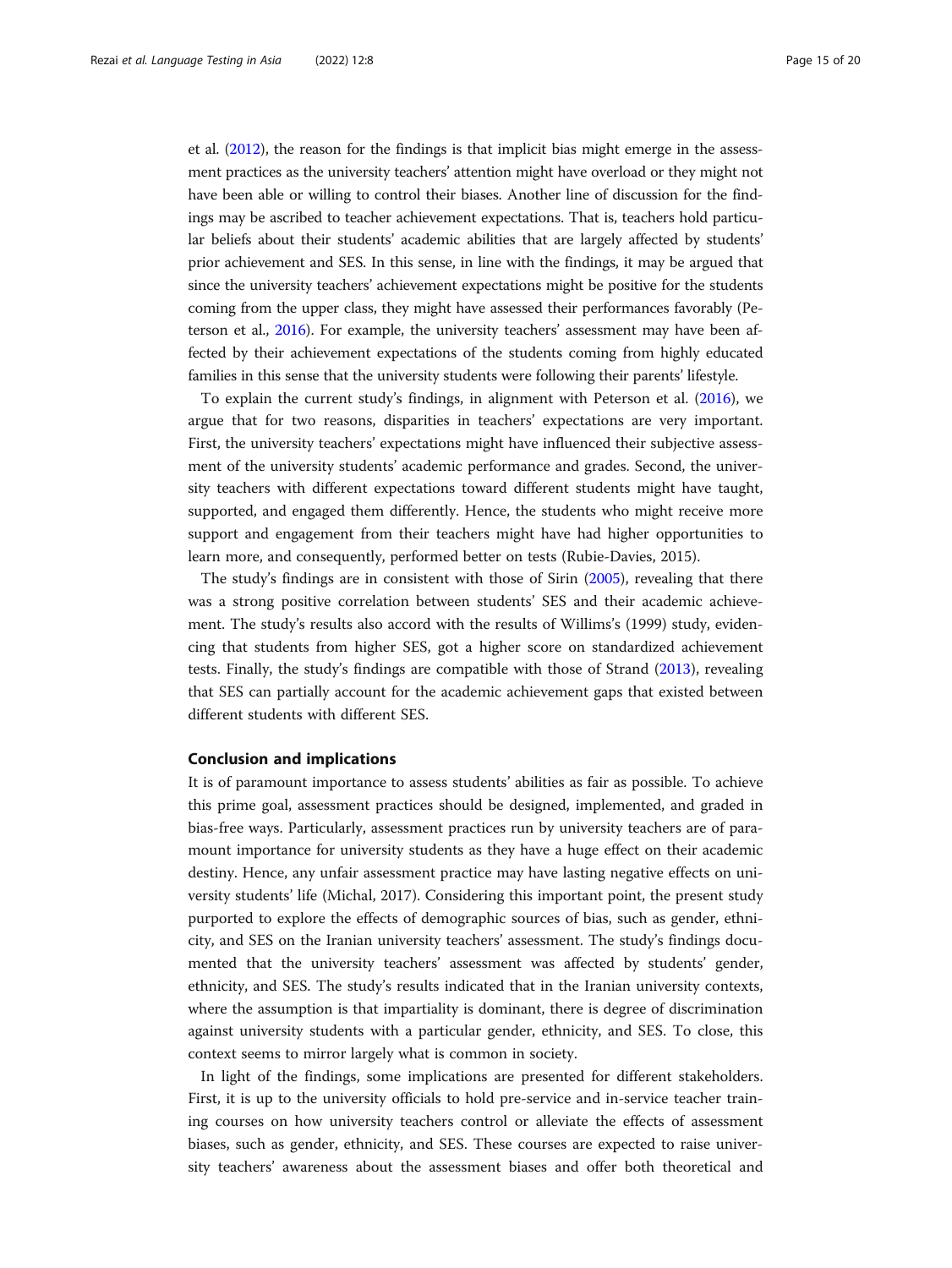et al. (2012), the reason for the findings is that implicit bias might emerge in the assessment practices as the university teachers' attention might have overload or they might not have been able or willing to control their biases. Another line of discussion for the findings may be ascribed to teacher achievement expectations. That is, teachers hold particular beliefs about their students' academic abilities that are largely affected by students' prior achievement and SES. In this sense, in line with the findings, it may be argued that since the university teachers' achievement expectations might be positive for the students coming from the upper class, they might have assessed their performances favorably (Peterson et al., 2016). For example, the university teachers' assessment may have been affected by their achievement expectations of the students coming from highly educated families in this sense that the university students were following their parents' lifestyle.

To explain the current study's findings, in alignment with Peterson et al. (2016), we argue that for two reasons, disparities in teachers' expectations are very important. First, the university teachers' expectations might have influenced their subjective assessment of the university students' academic performance and grades. Second, the university teachers with different expectations toward different students might have taught, supported, and engaged them differently. Hence, the students who might receive more support and engagement from their teachers might have had higher opportunities to learn more, and consequently, performed better on tests (Rubie-Davies, 2015).

The study's findings are in consistent with those of Sirin (2005), revealing that there was a strong positive correlation between students' SES and their academic achievement. The study's results also accord with the results of Willims's (1999) study, evidencing that students from higher SES, got a higher score on standardized achievement tests. Finally, the study's findings are compatible with those of Strand (2013), revealing that SES can partially account for the academic achievement gaps that existed between different students with different SES.

## Conclusion and implications

It is of paramount importance to assess students' abilities as fair as possible. To achieve this prime goal, assessment practices should be designed, implemented, and graded in bias-free ways. Particularly, assessment practices run by university teachers are of paramount importance for university students as they have a huge effect on their academic destiny. Hence, any unfair assessment practice may have lasting negative effects on university students' life (Michal, 2017). Considering this important point, the present study purported to explore the effects of demographic sources of bias, such as gender, ethnicity, and SES on the Iranian university teachers' assessment. The study's findings documented that the university teachers' assessment was affected by students' gender, ethnicity, and SES. The study's results indicated that in the Iranian university contexts, where the assumption is that impartiality is dominant, there is degree of discrimination against university students with a particular gender, ethnicity, and SES. To close, this context seems to mirror largely what is common in society.

In light of the findings, some implications are presented for different stakeholders. First, it is up to the university officials to hold pre-service and in-service teacher training courses on how university teachers control or alleviate the effects of assessment biases, such as gender, ethnicity, and SES. These courses are expected to raise university teachers' awareness about the assessment biases and offer both theoretical and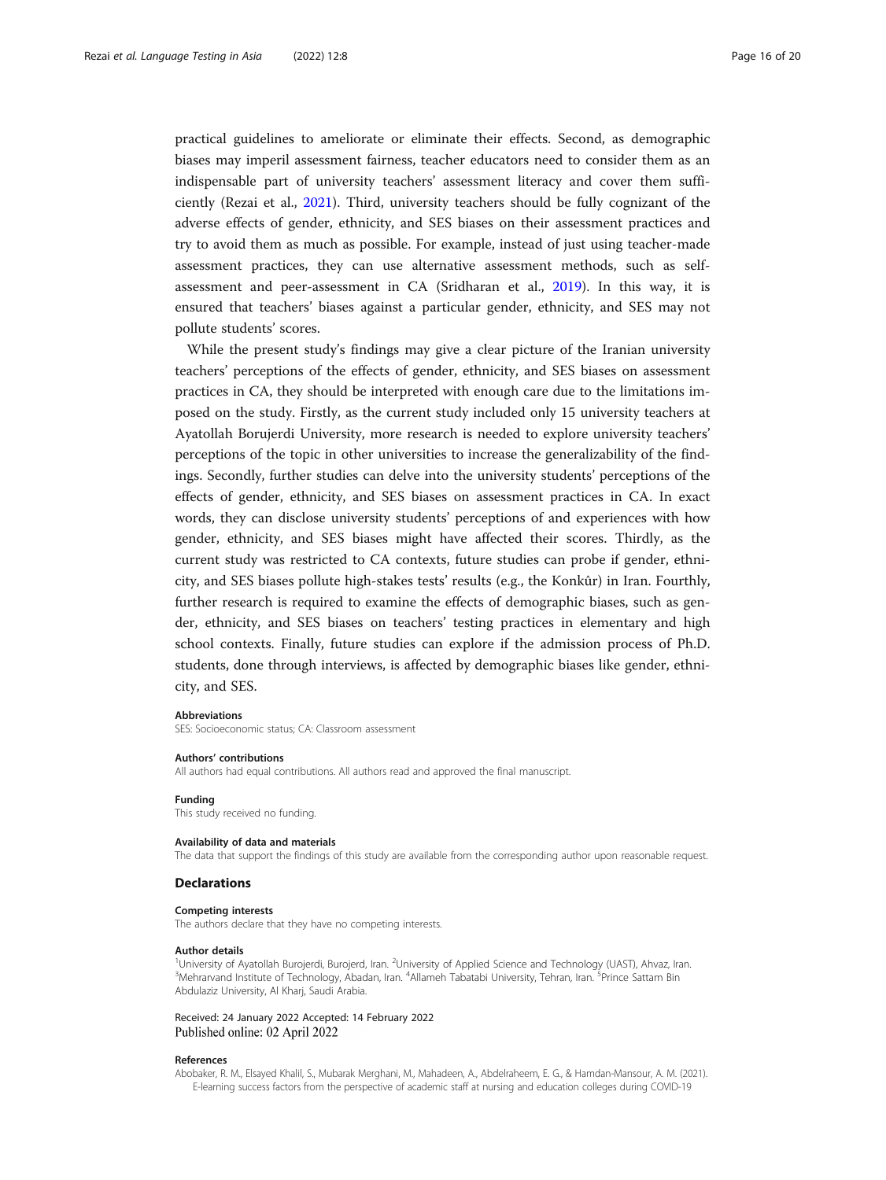practical guidelines to ameliorate or eliminate their effects. Second, as demographic biases may imperil assessment fairness, teacher educators need to consider them as an indispensable part of university teachers' assessment literacy and cover them sufficiently (Rezai et al., 2021). Third, university teachers should be fully cognizant of the adverse effects of gender, ethnicity, and SES biases on their assessment practices and try to avoid them as much as possible. For example, instead of just using teacher-made assessment practices, they can use alternative assessment methods, such as self-assessment and peer-assessment in CA (Sridharan et al., 2019). In this way, it is ensured that teachers' biases against a particular gender, ethnicity, and SES may not pollute students' scores.

While the present study's findings may give a clear picture of the Iranian university teachers' perceptions of the effects of gender, ethnicity, and SES biases on assessment practices in CA, they should be interpreted with enough care due to the limitations imposed on the study. Firstly, as the current study included only 15 university teachers at Ayatollah Borujerdi University, more research is needed to explore university teachers' perceptions of the topic in other universities to increase the generalizability of the findings. Secondly, further studies can delve into the university students' perceptions of the effects of gender, ethnicity, and SES biases on assessment practices in CA. In exact words, they can disclose university students' perceptions of and experiences with how gender, ethnicity, and SES biases might have affected their scores. Thirdly, as the current study was restricted to CA contexts, future studies can probe if gender, ethnicity, and SES biases pollute high-stakes tests' results (e.g., the Konkûr) in Iran. Fourthly, further research is required to examine the effects of demographic biases, such as gender, ethnicity, and SES biases on teachers' testing practices in elementary and high school contexts. Finally, future studies can explore if the admission process of Ph.D. students, done through interviews, is affected by demographic biases like gender, ethnicity, and SES.

#### Abbreviations

SES: Socioeconomic status; CA: Classroom assessment

#### Authors' contributions

All authors had equal contributions. All authors read and approved the final manuscript.

#### Funding

This study received no funding.

#### Availability of data and materials

The data that support the findings of this study are available from the corresponding author upon reasonable request.

## Declarations

#### Competing interests

The authors declare that they have no competing interests.

#### Author details

[1]University of Ayatollah Burojerdi, Burojerd, Iran. [2]University of Applied Science and Technology (UAST), Ahvaz, Iran. [3]Mehrarvand Institute of Technology, Abadan, Iran. [4]Allameh Tabatabi University, Tehran, Iran. [5]Prince Sattam Bin Abdulaziz University, Al Kharj, Saudi Arabia.

Received: 24 January 2022 Accepted: 14 February 2022
Published online: 02 April 2022

#### References

Abobaker, R. M., Elsayed Khalil, S., Mubarak Merghani, M., Mahadeen, A., Abdelraheem, E. G., & Hamdan-Mansour, A. M. (2021). E-learning success factors from the perspective of academic staff at nursing and education colleges during COVID-19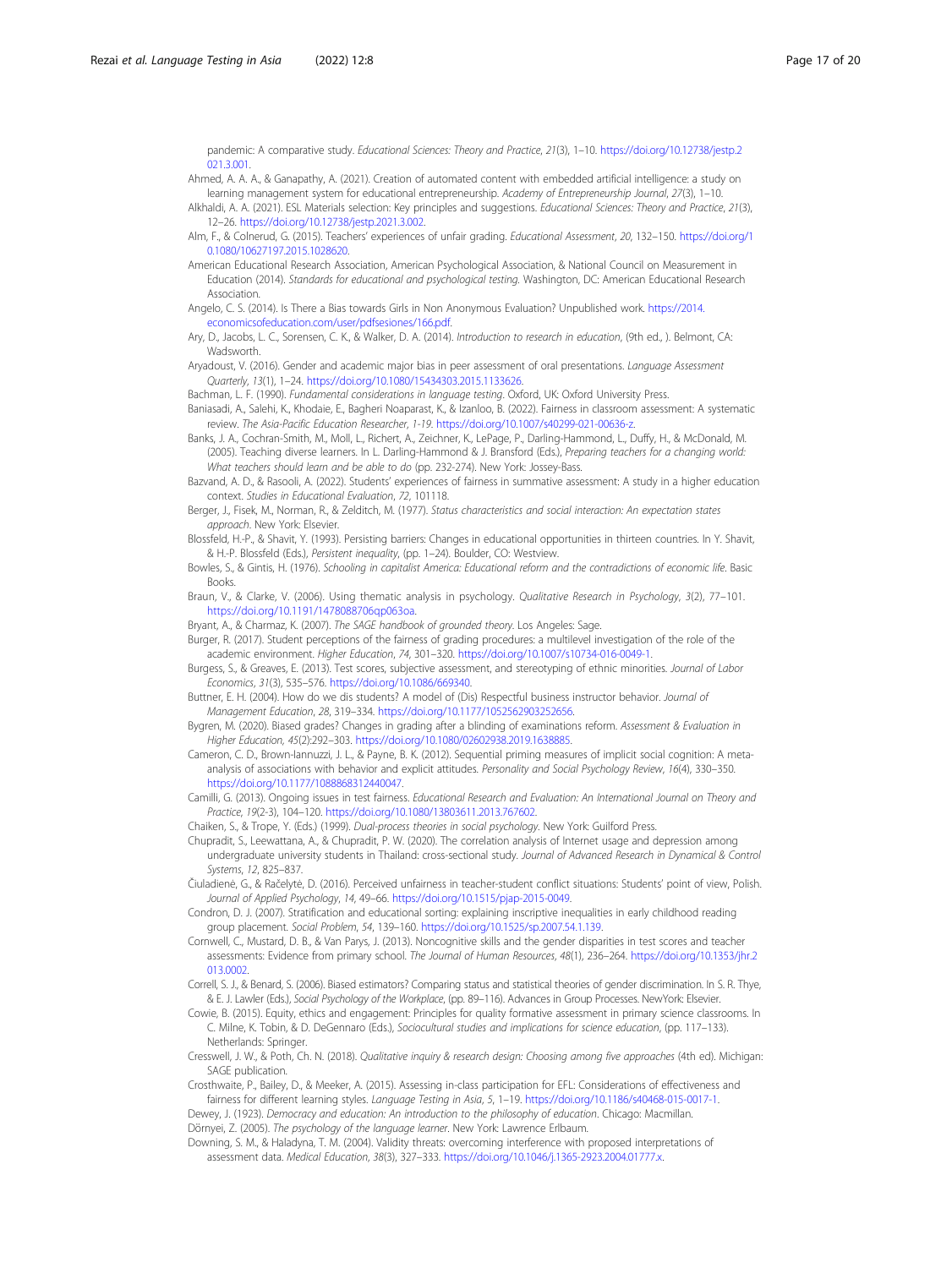pandemic: A comparative study. *Educational Sciences: Theory and Practice*, *21*(3), 1–10. https://doi.org/10.12738/jestp.2021.3.001.

Ahmed, A. A. A., & Ganapathy, A. (2021). Creation of automated content with embedded artificial intelligence: a study on learning management system for educational entrepreneurship. *Academy of Entrepreneurship Journal*, *27*(3), 1–10.

Alkhaldi, A. A. (2021). ESL Materials selection: Key principles and suggestions. *Educational Sciences: Theory and Practice*, *21*(3), 12–26. https://doi.org/10.12738/jestp.2021.3.002.

Alm, F., & Colnerud, G. (2015). Teachers' experiences of unfair grading. *Educational Assessment*, *20*, 132–150. https://doi.org/10.1080/10627197.2015.1028620.

American Educational Research Association, American Psychological Association, & National Council on Measurement in Education (2014). *Standards for educational and psychological testing*. Washington, DC: American Educational Research Association.

Angelo, C. S. (2014). Is There a Bias towards Girls in Non Anonymous Evaluation? Unpublished work. https://2014.economicsofeducation.com/user/pdfsesiones/166.pdf.

Ary, D., Jacobs, L. C., Sorensen, C. K., & Walker, D. A. (2014). *Introduction to research in education*, (9th ed., ). Belmont, CA: Wadsworth.

Aryadoust, V. (2016). Gender and academic major bias in peer assessment of oral presentations. *Language Assessment Quarterly*, *13*(1), 1–24. https://doi.org/10.1080/15434303.2015.1133626.

Bachman, L. F. (1990). *Fundamental considerations in language testing*. Oxford, UK: Oxford University Press.

Baniasadi, A., Salehi, K., Khodaie, E., Bagheri Noaparast, K., & Izanloo, B. (2022). Fairness in classroom assessment: A systematic review. *The Asia-Pacific Education Researcher*, *1-19*. https://doi.org/10.1007/s40299-021-00636-z.

Banks, J. A., Cochran-Smith, M., Moll, L., Richert, A., Zeichner, K., LePage, P., Darling-Hammond, L., Duffy, H., & McDonald, M. (2005). Teaching diverse learners. In L. Darling-Hammond & J. Bransford (Eds.), *Preparing teachers for a changing world: What teachers should learn and be able to do* (pp. 232-274). New York: Jossey-Bass.

Bazvand, A. D., & Rasooli, A. (2022). Students' experiences of fairness in summative assessment: A study in a higher education context. *Studies in Educational Evaluation*, *72*, 101118.

Berger, J., Fisek, M., Norman, R., & Zelditch, M. (1977). *Status characteristics and social interaction: An expectation states approach*. New York: Elsevier.

Blossfeld, H.-P., & Shavit, Y. (1993). Persisting barriers: Changes in educational opportunities in thirteen countries. In Y. Shavit, & H.-P. Blossfeld (Eds.), *Persistent inequality*, (pp. 1–24). Boulder, CO: Westview.

Bowles, S., & Gintis, H. (1976). *Schooling in capitalist America: Educational reform and the contradictions of economic life*. Basic Books.

Braun, V., & Clarke, V. (2006). Using thematic analysis in psychology. *Qualitative Research in Psychology*, *3*(2), 77–101. https://doi.org/10.1191/1478088706qp063oa.

Bryant, A., & Charmaz, K. (2007). *The SAGE handbook of grounded theory*. Los Angeles: Sage.

Burger, R. (2017). Student perceptions of the fairness of grading procedures: a multilevel investigation of the role of the academic environment. *Higher Education*, *74*, 301–320. https://doi.org/10.1007/s10734-016-0049-1.

Burgess, S., & Greaves, E. (2013). Test scores, subjective assessment, and stereotyping of ethnic minorities. *Journal of Labor Economics*, *31*(3), 535–576. https://doi.org/10.1086/669340.

Buttner, E. H. (2004). How do we dis students? A model of (Dis) Respectful business instructor behavior. *Journal of Management Education*, *28*, 319–334. https://doi.org/10.1177/1052562903252656.

Bygren, M. (2020). Biased grades? Changes in grading after a blinding of examinations reform. *Assessment & Evaluation in Higher Education*, *45*(2):292–303. https://doi.org/10.1080/02602938.2019.1638885.

Cameron, C. D., Brown-Iannuzzi, J. L., & Payne, B. K. (2012). Sequential priming measures of implicit social cognition: A meta-analysis of associations with behavior and explicit attitudes. *Personality and Social Psychology Review*, *16*(4), 330–350. https://doi.org/10.1177/1088868312440047.

Camilli, G. (2013). Ongoing issues in test fairness. *Educational Research and Evaluation: An International Journal on Theory and Practice*, *19*(2-3), 104–120. https://doi.org/10.1080/13803611.2013.767602.

Chaiken, S., & Trope, Y. (Eds.) (1999). *Dual-process theories in social psychology*. New York: Guilford Press.

Chupradit, S., Leewattana, A., & Chupradit, P. W. (2020). The correlation analysis of Internet usage and depression among undergraduate university students in Thailand: cross-sectional study. *Journal of Advanced Research in Dynamical & Control Systems*, *12*, 825–837.

Čiuladienė, G., & Račelytė, D. (2016). Perceived unfairness in teacher-student conflict situations: Students' point of view, Polish. *Journal of Applied Psychology*, *14*, 49–66. https://doi.org/10.1515/pjap-2015-0049.

Condron, D. J. (2007). Stratification and educational sorting: explaining inscriptive inequalities in early childhood reading group placement. *Social Problem*, *54*, 139–160. https://doi.org/10.1525/sp.2007.54.1.139.

Cornwell, C., Mustard, D. B., & Van Parys, J. (2013). Noncognitive skills and the gender disparities in test scores and teacher assessments: Evidence from primary school. *The Journal of Human Resources*, *48*(1), 236–264. https://doi.org/10.1353/jhr.2013.0002.

Correll, S. J., & Benard, S. (2006). Biased estimators? Comparing status and statistical theories of gender discrimination. In S. R. Thye, & E. J. Lawler (Eds.), *Social Psychology of the Workplace*, (pp. 89–116). Advances in Group Processes. NewYork: Elsevier.

Cowie, B. (2015). Equity, ethics and engagement: Principles for quality formative assessment in primary science classrooms. In C. Milne, K. Tobin, & D. DeGennaro (Eds.), *Sociocultural studies and implications for science education*, (pp. 117–133). Netherlands: Springer.

Cresswell, J. W., & Poth, Ch. N. (2018). *Qualitative inquiry & research design: Choosing among five approaches* (4th ed). Michigan: SAGE publication.

Crosthwaite, P., Bailey, D., & Meeker, A. (2015). Assessing in-class participation for EFL: Considerations of effectiveness and fairness for different learning styles. *Language Testing in Asia*, *5*, 1–19. https://doi.org/10.1186/s40468-015-0017-1.

Dewey, J. (1923). *Democracy and education: An introduction to the philosophy of education*. Chicago: Macmillan.

Dörnyei, Z. (2005). *The psychology of the language learner*. New York: Lawrence Erlbaum.

Downing, S. M., & Haladyna, T. M. (2004). Validity threats: overcoming interference with proposed interpretations of assessment data. *Medical Education*, *38*(3), 327–333. https://doi.org/10.1046/j.1365-2923.2004.01777.x.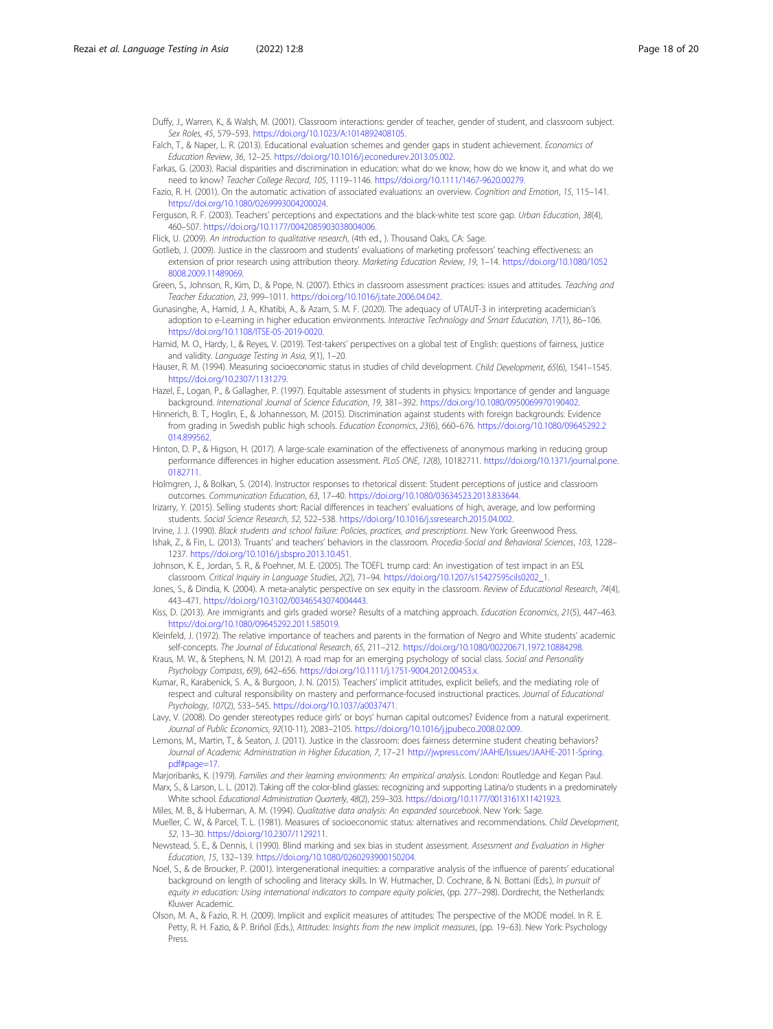Duffy, J., Warren, K., & Walsh, M. (2001). Classroom interactions: gender of teacher, gender of student, and classroom subject. *Sex Roles*, *45*, 579–593. https://doi.org/10.1023/A:1014892408105.

Falch, T., & Naper, L. R. (2013). Educational evaluation schemes and gender gaps in student achievement. *Economics of Education Review*, *36*, 12–25. https://doi.org/10.1016/j.econedurev.2013.05.002.

Farkas, G. (2003). Racial disparities and discrimination in education: what do we know, how do we know it, and what do we need to know? *Teacher College Record*, *105*, 1119–1146. https://doi.org/10.1111/1467-9620.00279.

Fazio, R. H. (2001). On the automatic activation of associated evaluations: an overview. *Cognition and Emotion*, *15*, 115–141. https://doi.org/10.1080/0269993004200024.

Ferguson, R. F. (2003). Teachers' perceptions and expectations and the black-white test score gap. *Urban Education*, *38*(4), 460–507. https://doi.org/10.1177/0042085903038004006.

Flick, U. (2009). *An introduction to qualitative research*, (4th ed., ). Thousand Oaks, CA: Sage.

Gotlieb, J. (2009). Justice in the classroom and students' evaluations of marketing professors' teaching effectiveness: an extension of prior research using attribution theory. *Marketing Education Review*, *19*, 1–14. https://doi.org/10.1080/10528008.2009.11489069.

Green, S., Johnson, R., Kim, D., & Pope, N. (2007). Ethics in classroom assessment practices: issues and attitudes. *Teaching and Teacher Education*, *23*, 999–1011. https://doi.org/10.1016/j.tate.2006.04.042.

Gunasinghe, A., Hamid, J. A., Khatibi, A., & Azam, S. M. F. (2020). The adequacy of UTAUT-3 in interpreting academician's adoption to e-Learning in higher education environments. *Interactive Technology and Smart Education*, *17*(1), 86–106. https://doi.org/10.1108/ITSE-05-2019-0020.

Hamid, M. O., Hardy, I., & Reyes, V. (2019). Test-takers' perspectives on a global test of English: questions of fairness, justice and validity. *Language Testing in Asia*, *9*(1), 1–20.

Hauser, R. M. (1994). Measuring socioeconomic status in studies of child development. *Child Development*, *65*(6), 1541–1545. https://doi.org/10.2307/1131279.

Hazel, E., Logan, P., & Gallagher, P. (1997). Equitable assessment of students in physics: Importance of gender and language background. *International Journal of Science Education*, *19*, 381–392. https://doi.org/10.1080/0950069970190402.

Hinnerich, B. T., Hoglin, E., & Johannesson, M. (2015). Discrimination against students with foreign backgrounds: Evidence from grading in Swedish public high schools. *Education Economics*, *23*(6), 660–676. https://doi.org/10.1080/09645292.2014.899562.

Hinton, D. P., & Higson, H. (2017). A large-scale examination of the effectiveness of anonymous marking in reducing group performance differences in higher education assessment. *PLoS ONE*, *12*(8), 10182711. https://doi.org/10.1371/journal.pone.0182711.

Holmgren, J., & Bolkan, S. (2014). Instructor responses to rhetorical dissent: Student perceptions of justice and classroom outcomes. *Communication Education*, *63*, 17–40. https://doi.org/10.1080/03634523.2013.833644.

Irizarry, Y. (2015). Selling students short: Racial differences in teachers' evaluations of high, average, and low performing students. *Social Science Research*, *52*, 522–538. https://doi.org/10.1016/j.ssresearch.2015.04.002.

Irvine, J. J. (1990). *Black students and school failure: Policies, practices, and prescriptions*. New York: Greenwood Press.

Ishak, Z., & Fin, L. (2013). Truants' and teachers' behaviors in the classroom. *Procedia-Social and Behavioral Sciences*, *103*, 1228–1237. https://doi.org/10.1016/j.sbspro.2013.10.451.

Johnson, K. E., Jordan, S. R., & Poehner, M. E. (2005). The TOEFL trump card: An investigation of test impact in an ESL classroom. *Critical Inquiry in Language Studies*, *2*(2), 71–94. https://doi.org/10.1207/s15427595cils0202_1.

Jones, S., & Dindia, K. (2004). A meta-analytic perspective on sex equity in the classroom. *Review of Educational Research*, *74*(4), 443–471. https://doi.org/10.3102/00346543074004443.

Kiss, D. (2013). Are immigrants and girls graded worse? Results of a matching approach. *Education Economics*, *21*(5), 447–463. https://doi.org/10.1080/09645292.2011.585019.

Kleinfeld, J. (1972). The relative importance of teachers and parents in the formation of Negro and White students' academic self-concepts. *The Journal of Educational Research*, *65*, 211–212. https://doi.org/10.1080/00220671.1972.10884298.

Kraus, M. W., & Stephens, N. M. (2012). A road map for an emerging psychology of social class. *Social and Personality Psychology Compass*, *6*(9), 642–656. https://doi.org/10.1111/j.1751-9004.2012.00453.x.

Kumar, R., Karabenick, S. A., & Burgoon, J. N. (2015). Teachers' implicit attitudes, explicit beliefs, and the mediating role of respect and cultural responsibility on mastery and performance-focused instructional practices. *Journal of Educational Psychology*, *107*(2), 533–545. https://doi.org/10.1037/a0037471.

Lavy, V. (2008). Do gender stereotypes reduce girls' or boys' human capital outcomes? Evidence from a natural experiment. *Journal of Public Economics*, *92*(10-11), 2083–2105. https://doi.org/10.1016/j.jpubeco.2008.02.009.

Lemons, M., Martin, T., & Seaton, J. (2011). Justice in the classroom: does fairness determine student cheating behaviors? *Journal of Academic Administration in Higher Education*, *7*, 17–21 http://jwpress.com/JAAHE/Issues/JAAHE-2011-Spring.pdf#page=17.

Marjoribanks, K. (1979). *Families and their learning environments: An empirical analysis*. London: Routledge and Kegan Paul.

Marx, S., & Larson, L. L. (2012). Taking off the color-blind glasses: recognizing and supporting Latina/o students in a predominately White school. *Educational Administration Quarterly*, *48*(2), 259–303. https://doi.org/10.1177/0013161X11421923.

Miles, M. B., & Huberman, A. M. (1994). *Qualitative data analysis: An expanded sourcebook*. New York: Sage.

Mueller, C. W., & Parcel, T. L. (1981). Measures of socioeconomic status: alternatives and recommendations. *Child Development*, *52*, 13–30. https://doi.org/10.2307/1129211.

Newstead, S. E., & Dennis, I. (1990). Blind marking and sex bias in student assessment. *Assessment and Evaluation in Higher Education*, *15*, 132–139. https://doi.org/10.1080/0260293900150204.

Noel, S., & de Broucker, P. (2001). Intergenerational inequities: a comparative analysis of the influence of parents' educational background on length of schooling and literacy skills. In W. Hutmacher, D. Cochrane, & N. Bottani (Eds.), *In pursuit of equity in education: Using international indicators to compare equity policies*, (pp. 277–298). Dordrecht, the Netherlands: Kluwer Academic.

Olson, M. A., & Fazio, R. H. (2009). Implicit and explicit measures of attitudes: The perspective of the MODE model. In R. E. Petty, R. H. Fazio, & P. Briñol (Eds.), *Attitudes: Insights from the new implicit measures*, (pp. 19–63). New York: Psychology Press.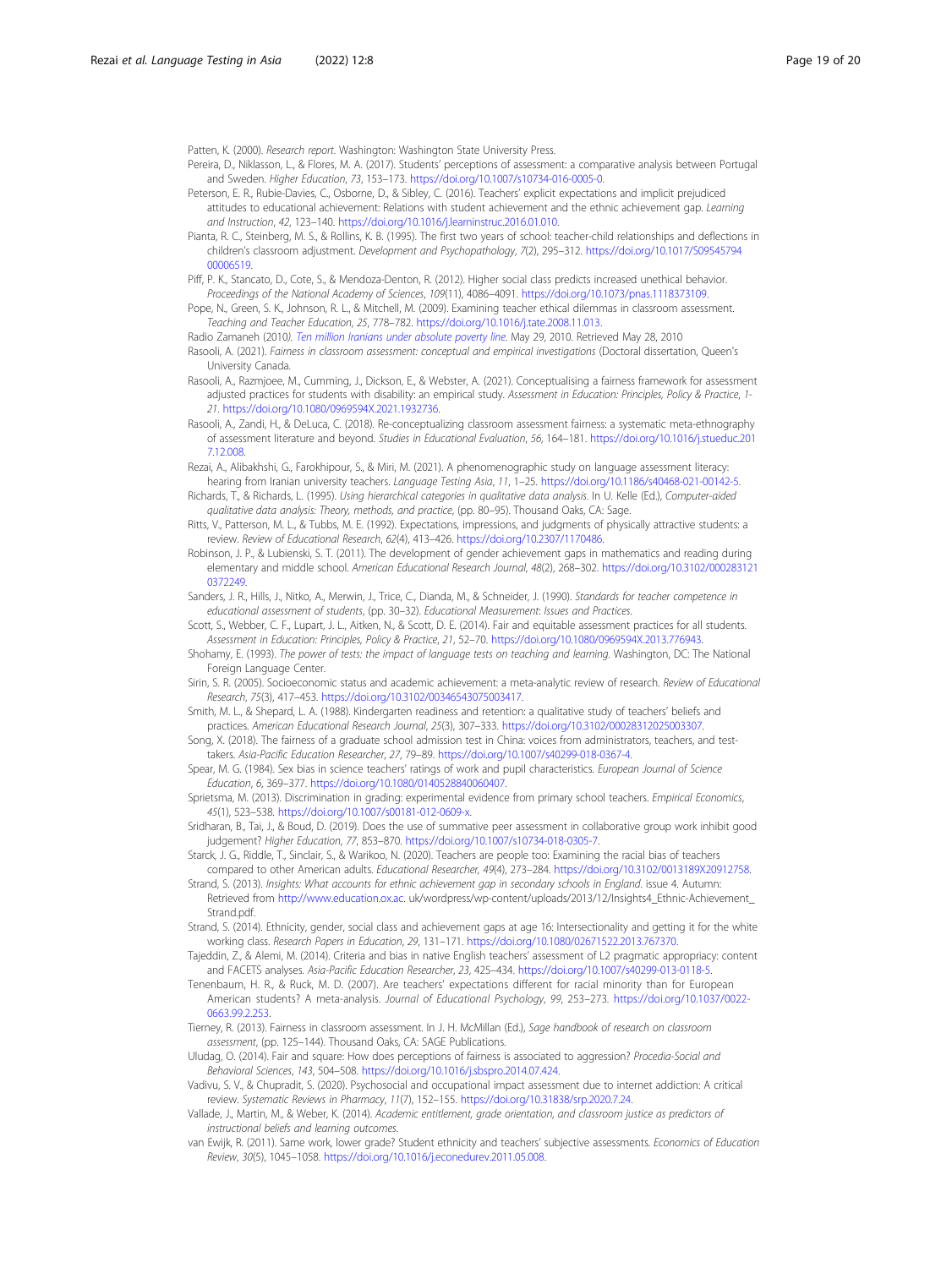Patten, K. (2000). *Research report*. Washington: Washington State University Press.

Pereira, D., Niklasson, L., & Flores, M. A. (2017). Students' perceptions of assessment: a comparative analysis between Portugal and Sweden. *Higher Education*, *73*, 153–173. https://doi.org/10.1007/s10734-016-0005-0.

Peterson, E. R., Rubie-Davies, C., Osborne, D., & Sibley, C. (2016). Teachers' explicit expectations and implicit prejudiced attitudes to educational achievement: Relations with student achievement and the ethnic achievement gap. *Learning and Instruction*, *42*, 123–140. https://doi.org/10.1016/j.learninstruc.2016.01.010.

Pianta, R. C., Steinberg, M. S., & Rollins, K. B. (1995). The first two years of school: teacher-child relationships and deflections in children's classroom adjustment. *Development and Psychopathology*, *7*(2), 295–312. https://doi.org/10.1017/S0954579400006519.

Piff, P. K., Stancato, D., Cote, S., & Mendoza-Denton, R. (2012). Higher social class predicts increased unethical behavior. *Proceedings of the National Academy of Sciences*, *109*(11), 4086–4091. https://doi.org/10.1073/pnas.1118373109.

Pope, N., Green, S. K., Johnson, R. L., & Mitchell, M. (2009). Examining teacher ethical dilemmas in classroom assessment. *Teaching and Teacher Education*, *25*, 778–782. https://doi.org/10.1016/j.tate.2008.11.013.

Radio Zamaneh (2010*). Ten million Iranians under absolute poverty line*. May 29, 2010. Retrieved May 28, 2010

Rasooli, A. (2021). *Fairness in classroom assessment: conceptual and empirical investigations* (Doctoral dissertation, Queen's University Canada.

Rasooli, A., Razmjoee, M., Cumming, J., Dickson, E., & Webster, A. (2021). Conceptualising a fairness framework for assessment adjusted practices for students with disability: an empirical study. *Assessment in Education: Principles, Policy & Practice*, *1-21*. https://doi.org/10.1080/0969594X.2021.1932736.

Rasooli, A., Zandi, H., & DeLuca, C. (2018). Re-conceptualizing classroom assessment fairness: a systematic meta-ethnography of assessment literature and beyond. *Studies in Educational Evaluation*, *56*, 164–181. https://doi.org/10.1016/j.stueduc.2017.12.008.

Rezai, A., Alibakhshi, G., Farokhipour, S., & Miri, M. (2021). A phenomenographic study on language assessment literacy: hearing from Iranian university teachers. *Language Testing Asia*, *11*, 1–25. https://doi.org/10.1186/s40468-021-00142-5.

Richards, T., & Richards, L. (1995). *Using hierarchical categories in qualitative data analysis*. In U. Kelle (Ed.), *Computer-aided qualitative data analysis: Theory, methods, and practice*, (pp. 80–95). Thousand Oaks, CA: Sage.

Ritts, V., Patterson, M. L., & Tubbs, M. E. (1992). Expectations, impressions, and judgments of physically attractive students: a review. *Review of Educational Research*, *62*(4), 413–426. https://doi.org/10.2307/1170486.

Robinson, J. P., & Lubienski, S. T. (2011). The development of gender achievement gaps in mathematics and reading during elementary and middle school. *American Educational Research Journal*, *48*(2), 268–302. https://doi.org/10.3102/0002831210372249.

Sanders, J. R., Hills, J., Nitko, A., Merwin, J., Trice, C., Dianda, M., & Schneider, J. (1990). *Standards for teacher competence in educational assessment of students*, (pp. 30–32). *Educational Measurement: Issues and Practices*.

Scott, S., Webber, C. F., Lupart, J. L., Aitken, N., & Scott, D. E. (2014). Fair and equitable assessment practices for all students. *Assessment in Education: Principles, Policy & Practice*, *21*, 52–70. https://doi.org/10.1080/0969594X.2013.776943.

Shohamy, E. (1993). *The power of tests: the impact of language tests on teaching and learning*. Washington, DC: The National Foreign Language Center.

Sirin, S. R. (2005). Socioeconomic status and academic achievement: a meta-analytic review of research. *Review of Educational Research*, *75*(3), 417–453. https://doi.org/10.3102/00346543075003417.

Smith, M. L., & Shepard, L. A. (1988). Kindergarten readiness and retention: a qualitative study of teachers' beliefs and practices. *American Educational Research Journal*, *25*(3), 307–333. https://doi.org/10.3102/00028312025003307.

Song, X. (2018). The fairness of a graduate school admission test in China: voices from administrators, teachers, and test-takers. *Asia-Pacific Education Researcher*, *27*, 79–89. https://doi.org/10.1007/s40299-018-0367-4.

Spear, M. G. (1984). Sex bias in science teachers' ratings of work and pupil characteristics. *European Journal of Science Education*, *6*, 369–377. https://doi.org/10.1080/0140528840060407.

Sprietsma, M. (2013). Discrimination in grading: experimental evidence from primary school teachers. *Empirical Economics*, *45*(1), 523–538. https://doi.org/10.1007/s00181-012-0609-x.

Sridharan, B., Tai, J., & Boud, D. (2019). Does the use of summative peer assessment in collaborative group work inhibit good judgement? *Higher Education*, *77*, 853–870. https://doi.org/10.1007/s10734-018-0305-7.

Starck, J. G., Riddle, T., Sinclair, S., & Warikoo, N. (2020). Teachers are people too: Examining the racial bias of teachers compared to other American adults. *Educational Researcher*, *49*(4), 273–284. https://doi.org/10.3102/0013189X20912758.

Strand, S. (2013). *Insights: What accounts for ethnic achievement gap in secondary schools in England*. issue 4. Autumn: Retrieved from http://www.education.ox.ac. uk/wordpress/wp-content/uploads/2013/12/Insights4_Ethnic-Achievement_Strand.pdf.

Strand, S. (2014). Ethnicity, gender, social class and achievement gaps at age 16: Intersectionality and getting it for the white working class. *Research Papers in Education*, *29*, 131–171. https://doi.org/10.1080/02671522.2013.767370.

Tajeddin, Z., & Alemi, M. (2014). Criteria and bias in native English teachers' assessment of L2 pragmatic appropriacy: content and FACETS analyses. *Asia-Pacific Education Researcher*, *23*, 425–434. https://doi.org/10.1007/s40299-013-0118-5.

Tenenbaum, H. R., & Ruck, M. D. (2007). Are teachers' expectations different for racial minority than for European American students? A meta-analysis. *Journal of Educational Psychology*, *99*, 253–273. https://doi.org/10.1037/0022-0663.99.2.253.

Tierney, R. (2013). Fairness in classroom assessment. In J. H. McMillan (Ed.), *Sage handbook of research on classroom assessment*, (pp. 125–144). Thousand Oaks, CA: SAGE Publications.

Uludag, O. (2014). Fair and square: How does perceptions of fairness is associated to aggression? *Procedia-Social and Behavioral Sciences*, *143*, 504–508. https://doi.org/10.1016/j.sbspro.2014.07.424.

Vadivu, S. V., & Chupradit, S. (2020). Psychosocial and occupational impact assessment due to internet addiction: A critical review. *Systematic Reviews in Pharmacy*, *11*(7), 152–155. https://doi.org/10.31838/srp.2020.7.24.

Vallade, J., Martin, M., & Weber, K. (2014). *Academic entitlement, grade orientation, and classroom justice as predictors of instructional beliefs and learning outcomes*.

van Ewijk, R. (2011). Same work, lower grade? Student ethnicity and teachers' subjective assessments. *Economics of Education Review*, *30*(5), 1045–1058. https://doi.org/10.1016/j.econedurev.2011.05.008.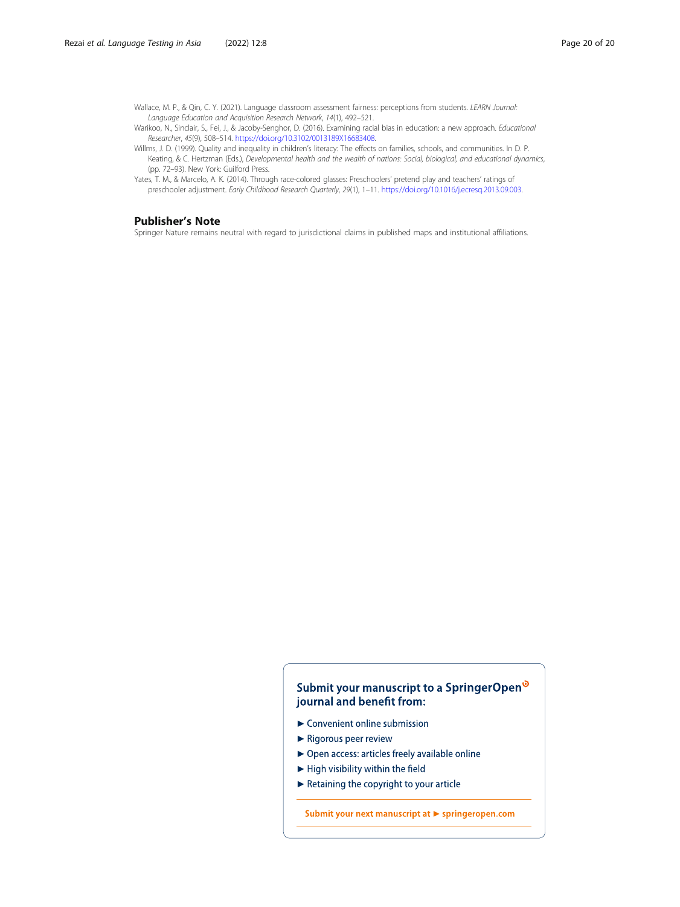Wallace, M. P., & Qin, C. Y. (2021). Language classroom assessment fairness: perceptions from students. *LEARN Journal: Language Education and Acquisition Research Network*, *14*(1), 492–521.

Warikoo, N., Sinclair, S., Fei, J., & Jacoby-Senghor, D. (2016). Examining racial bias in education: a new approach. *Educational Researcher*, *45*(9), 508–514. https://doi.org/10.3102/0013189X16683408.

Willms, J. D. (1999). Quality and inequality in children's literacy: The effects on families, schools, and communities. In D. P. Keating, & C. Hertzman (Eds.), *Developmental health and the wealth of nations: Social, biological, and educational dynamics*, (pp. 72–93). New York: Guilford Press.

Yates, T. M., & Marcelo, A. K. (2014). Through race-colored glasses: Preschoolers' pretend play and teachers' ratings of preschooler adjustment. *Early Childhood Research Quarterly*, *29*(1), 1–11. https://doi.org/10.1016/j.ecresq.2013.09.003.

## Publisher's Note

Springer Nature remains neutral with regard to jurisdictional claims in published maps and institutional affiliations.

**Submit your manuscript to a SpringerOpen journal and benefit from:**

- ► Convenient online submission
- ► Rigorous peer review
- ► Open access: articles freely available online
- ► High visibility within the field
- ► Retaining the copyright to your article

**Submit your next manuscript at ► springeropen.com**